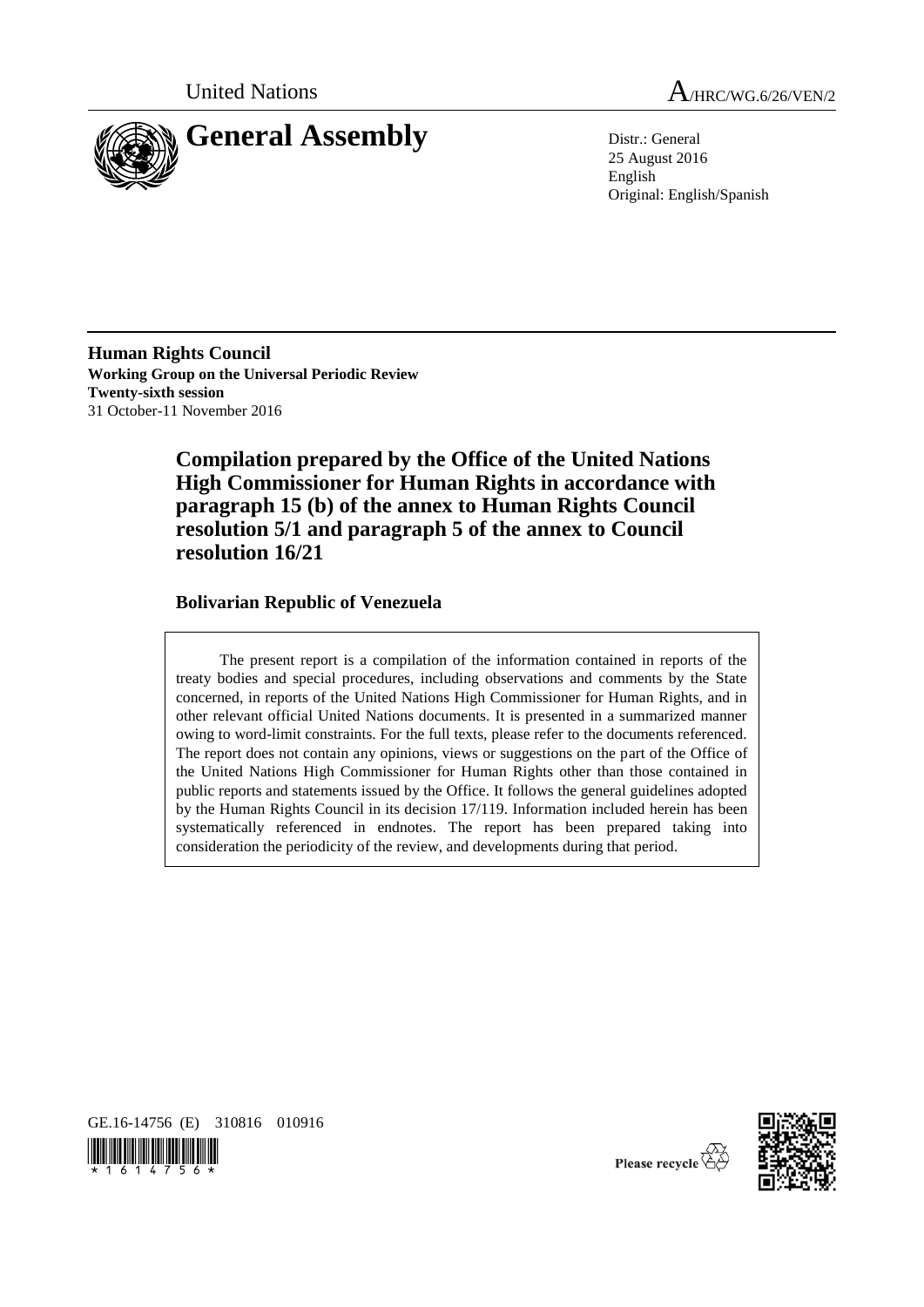United Nations A/HRC/WG.6/26/VEN/2

# General Assembly

Distr.: General
25 August 2016
English
Original: English/Spanish

**Human Rights Council**
**Working Group on the Universal Periodic Review**
**Twenty-sixth session**
31 October-11 November 2016

## Compilation prepared by the Office of the United Nations High Commissioner for Human Rights in accordance with paragraph 15 (b) of the annex to Human Rights Council resolution 5/1 and paragraph 5 of the annex to Council resolution 16/21

### Bolivarian Republic of Venezuela

The present report is a compilation of the information contained in reports of the treaty bodies and special procedures, including observations and comments by the State concerned, in reports of the United Nations High Commissioner for Human Rights, and in other relevant official United Nations documents. It is presented in a summarized manner owing to word-limit constraints. For the full texts, please refer to the documents referenced. The report does not contain any opinions, views or suggestions on the part of the Office of the United Nations High Commissioner for Human Rights other than those contained in public reports and statements issued by the Office. It follows the general guidelines adopted by the Human Rights Council in its decision 17/119. Information included herein has been systematically referenced in endnotes. The report has been prepared taking into consideration the periodicity of the review, and developments during that period.

GE.16-14756 (E) 310816 010916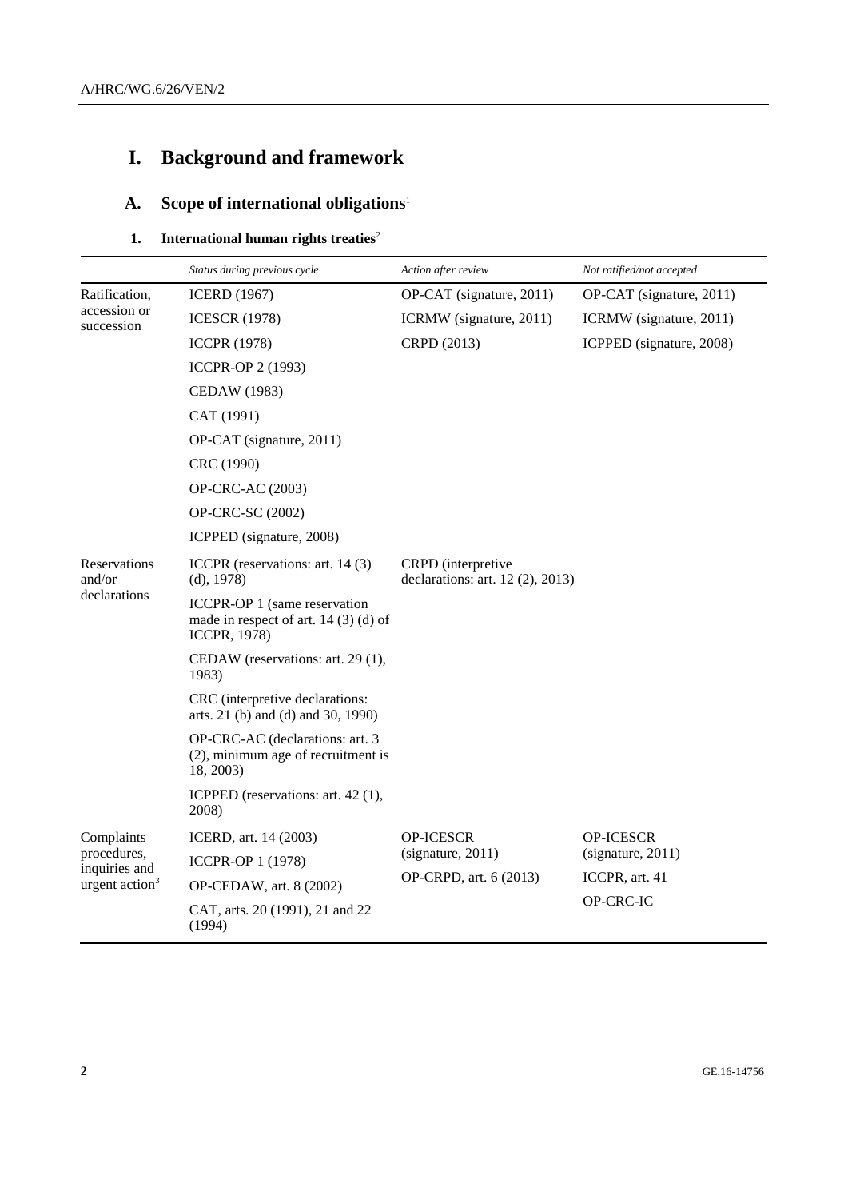# I. Background and framework

## A. Scope of international obligations[1]

### 1. International human rights treaties[2]

| | *Status during previous cycle* | *Action after review* | *Not ratified/not accepted* |
|---|---|---|---|
| Ratification, accession or succession | ICERD (1967) | OP-CAT (signature, 2011) | OP-CAT (signature, 2011) |
| | ICESCR (1978) | ICRMW (signature, 2011) | ICRMW (signature, 2011) |
| | ICCPR (1978) | CRPD (2013) | ICPPED (signature, 2008) |
| | ICCPR-OP 2 (1993) | | |
| | CEDAW (1983) | | |
| | CAT (1991) | | |
| | OP-CAT (signature, 2011) | | |
| | CRC (1990) | | |
| | OP-CRC-AC (2003) | | |
| | OP-CRC-SC (2002) | | |
| | ICPPED (signature, 2008) | | |
| Reservations and/or declarations | ICCPR (reservations: art. 14 (3) (d), 1978) | CRPD (interpretive declarations: art. 12 (2), 2013) | |
| | ICCPR-OP 1 (same reservation made in respect of art. 14 (3) (d) of ICCPR, 1978) | | |
| | CEDAW (reservations: art. 29 (1), 1983) | | |
| | CRC (interpretive declarations: arts. 21 (b) and (d) and 30, 1990) | | |
| | OP-CRC-AC (declarations: art. 3 (2), minimum age of recruitment is 18, 2003) | | |
| | ICPPED (reservations: art. 42 (1), 2008) | | |
| Complaints procedures, inquiries and urgent action[3] | ICERD, art. 14 (2003) | OP-ICESCR (signature, 2011) | OP-ICESCR (signature, 2011) |
| | ICCPR-OP 1 (1978) | OP-CRPD, art. 6 (2013) | ICCPR, art. 41 |
| | OP-CEDAW, art. 8 (2002) | | OP-CRC-IC |
| | CAT, arts. 20 (1991), 21 and 22 (1994) | | |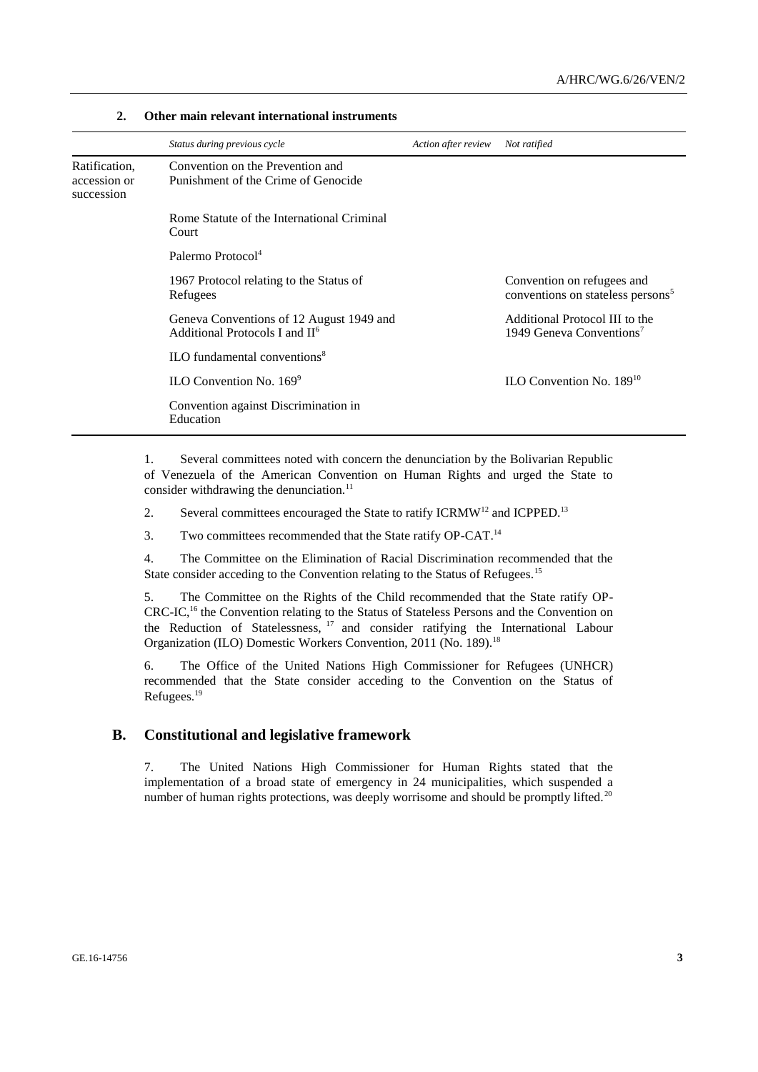### 2. Other main relevant international instruments

| | *Status during previous cycle* | *Action after review* | *Not ratified* |
|---|---|---|---|
| Ratification, accession or succession | Convention on the Prevention and Punishment of the Crime of Genocide | | |
| | Rome Statute of the International Criminal Court | | |
| | Palermo Protocol[4] | | |
| | 1967 Protocol relating to the Status of Refugees | | Convention on refugees and conventions on stateless persons[5] |
| | Geneva Conventions of 12 August 1949 and Additional Protocols I and II[6] | | Additional Protocol III to the 1949 Geneva Conventions[7] |
| | ILO fundamental conventions[8] | | |
| | ILO Convention No. 169[9] | | ILO Convention No. 189[10] |
| | Convention against Discrimination in Education | | |

1. Several committees noted with concern the denunciation by the Bolivarian Republic of Venezuela of the American Convention on Human Rights and urged the State to consider withdrawing the denunciation.[11]

2. Several committees encouraged the State to ratify ICRMW[12] and ICPPED.[13]

3. Two committees recommended that the State ratify OP-CAT.[14]

4. The Committee on the Elimination of Racial Discrimination recommended that the State consider acceding to the Convention relating to the Status of Refugees.[15]

5. The Committee on the Rights of the Child recommended that the State ratify OP-CRC-IC,[16] the Convention relating to the Status of Stateless Persons and the Convention on the Reduction of Statelessness,[17] and consider ratifying the International Labour Organization (ILO) Domestic Workers Convention, 2011 (No. 189).[18]

6. The Office of the United Nations High Commissioner for Refugees (UNHCR) recommended that the State consider acceding to the Convention on the Status of Refugees.[19]

## B. Constitutional and legislative framework

7. The United Nations High Commissioner for Human Rights stated that the implementation of a broad state of emergency in 24 municipalities, which suspended a number of human rights protections, was deeply worrisome and should be promptly lifted.[20]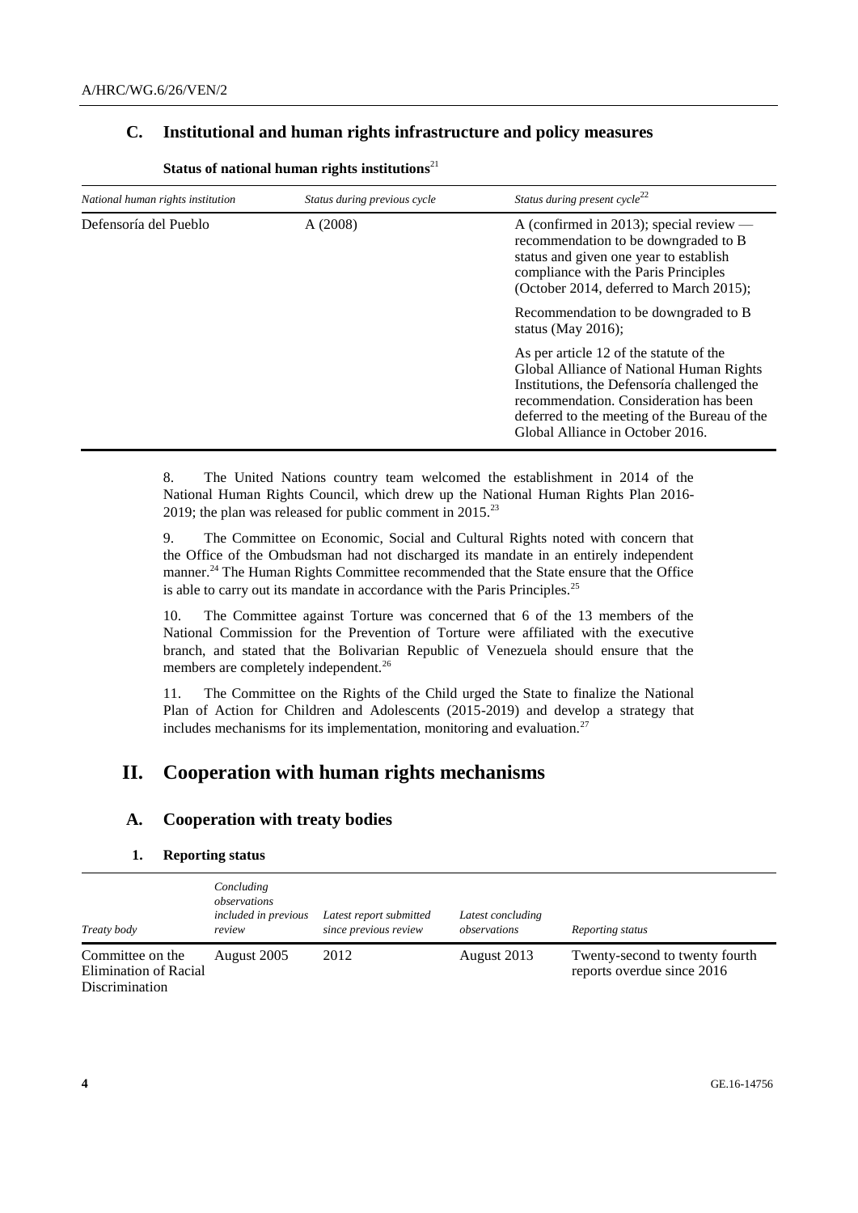## C. Institutional and human rights infrastructure and policy measures

**Status of national human rights institutions**[21]

| *National human rights institution* | *Status during previous cycle* | *Status during present cycle*[22] |
|---|---|---|
| Defensoría del Pueblo | A (2008) | A (confirmed in 2013); special review — recommendation to be downgraded to B status and given one year to establish compliance with the Paris Principles (October 2014, deferred to March 2015); |
| | | Recommendation to be downgraded to B status (May 2016); |
| | | As per article 12 of the statute of the Global Alliance of National Human Rights Institutions, the Defensoría challenged the recommendation. Consideration has been deferred to the meeting of the Bureau of the Global Alliance in October 2016. |

8. The United Nations country team welcomed the establishment in 2014 of the National Human Rights Council, which drew up the National Human Rights Plan 2016-2019; the plan was released for public comment in 2015.[23]

9. The Committee on Economic, Social and Cultural Rights noted with concern that the Office of the Ombudsman had not discharged its mandate in an entirely independent manner.[24] The Human Rights Committee recommended that the State ensure that the Office is able to carry out its mandate in accordance with the Paris Principles.[25]

10. The Committee against Torture was concerned that 6 of the 13 members of the National Commission for the Prevention of Torture were affiliated with the executive branch, and stated that the Bolivarian Republic of Venezuela should ensure that the members are completely independent.[26]

11. The Committee on the Rights of the Child urged the State to finalize the National Plan of Action for Children and Adolescents (2015-2019) and develop a strategy that includes mechanisms for its implementation, monitoring and evaluation.[27]

# II. Cooperation with human rights mechanisms

## A. Cooperation with treaty bodies

### 1. Reporting status

| *Treaty body* | *Concluding observations included in previous review* | *Latest report submitted since previous review* | *Latest concluding observations* | *Reporting status* |
|---|---|---|---|---|
| Committee on the Elimination of Racial Discrimination | August 2005 | 2012 | August 2013 | Twenty-second to twenty fourth reports overdue since 2016 |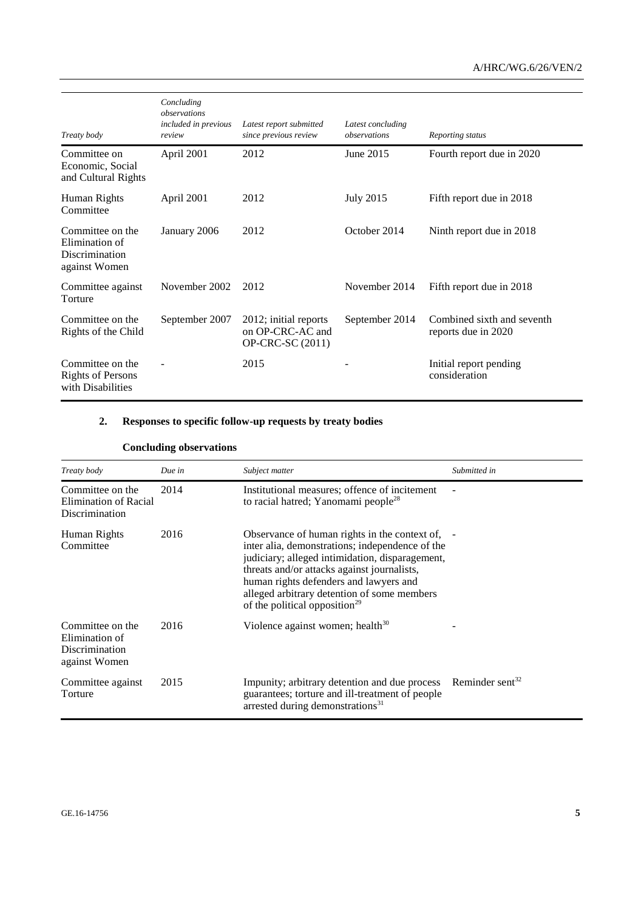| *Treaty body* | *Concluding observations included in previous review* | *Latest report submitted since previous review* | *Latest concluding observations* | *Reporting status* |
|---|---|---|---|---|
| Committee on Economic, Social and Cultural Rights | April 2001 | 2012 | June 2015 | Fourth report due in 2020 |
| Human Rights Committee | April 2001 | 2012 | July 2015 | Fifth report due in 2018 |
| Committee on the Elimination of Discrimination against Women | January 2006 | 2012 | October 2014 | Ninth report due in 2018 |
| Committee against Torture | November 2002 | 2012 | November 2014 | Fifth report due in 2018 |
| Committee on the Rights of the Child | September 2007 | 2012; initial reports on OP-CRC-AC and OP-CRC-SC (2011) | September 2014 | Combined sixth and seventh reports due in 2020 |
| Committee on the Rights of Persons with Disabilities | - | 2015 | - | Initial report pending consideration |

## 2. Responses to specific follow-up requests by treaty bodies

### Concluding observations

| *Treaty body* | *Due in* | *Subject matter* | *Submitted in* |
|---|---|---|---|
| Committee on the Elimination of Racial Discrimination | 2014 | Institutional measures; offence of incitement to racial hatred; Yanomami people[28] | - |
| Human Rights Committee | 2016 | Observance of human rights in the context of, inter alia, demonstrations; independence of the judiciary; alleged intimidation, disparagement, threats and/or attacks against journalists, human rights defenders and lawyers and alleged arbitrary detention of some members of the political opposition[29] | - |
| Committee on the Elimination of Discrimination against Women | 2016 | Violence against women; health[30] | - |
| Committee against Torture | 2015 | Impunity; arbitrary detention and due process guarantees; torture and ill-treatment of people arrested during demonstrations[31] | Reminder sent[32] |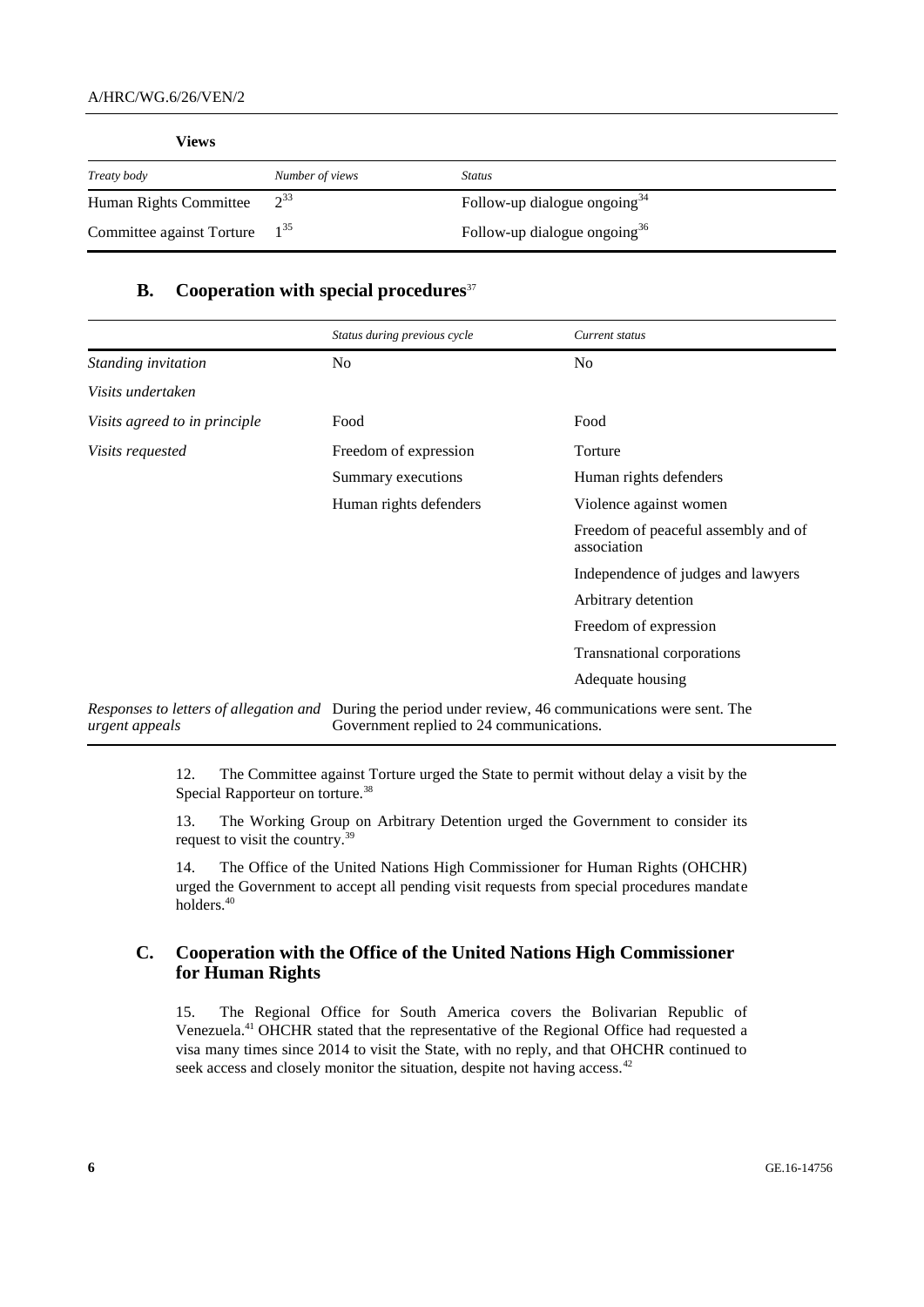**Views**

| *Treaty body* | *Number of views* | *Status* |
|---|---|---|
| Human Rights Committee | 2[33] | Follow-up dialogue ongoing[34] |
| Committee against Torture | 1[35] | Follow-up dialogue ongoing[36] |

## B. Cooperation with special procedures[37]

| | *Status during previous cycle* | *Current status* |
|---|---|---|
| *Standing invitation* | No | No |
| *Visits undertaken* | | |
| *Visits agreed to in principle* | Food | Food |
| *Visits requested* | Freedom of expression | Torture |
| | Summary executions | Human rights defenders |
| | Human rights defenders | Violence against women |
| | | Freedom of peaceful assembly and of association |
| | | Independence of judges and lawyers |
| | | Arbitrary detention |
| | | Freedom of expression |
| | | Transnational corporations |
| | | Adequate housing |
| *Responses to letters of allegation and urgent appeals* | During the period under review, 46 communications were sent. The Government replied to 24 communications. | |

12. The Committee against Torture urged the State to permit without delay a visit by the Special Rapporteur on torture.[38]

13. The Working Group on Arbitrary Detention urged the Government to consider its request to visit the country.[39]

14. The Office of the United Nations High Commissioner for Human Rights (OHCHR) urged the Government to accept all pending visit requests from special procedures mandate holders.[40]

## C. Cooperation with the Office of the United Nations High Commissioner for Human Rights

15. The Regional Office for South America covers the Bolivarian Republic of Venezuela.[41] OHCHR stated that the representative of the Regional Office had requested a visa many times since 2014 to visit the State, with no reply, and that OHCHR continued to seek access and closely monitor the situation, despite not having access.[42]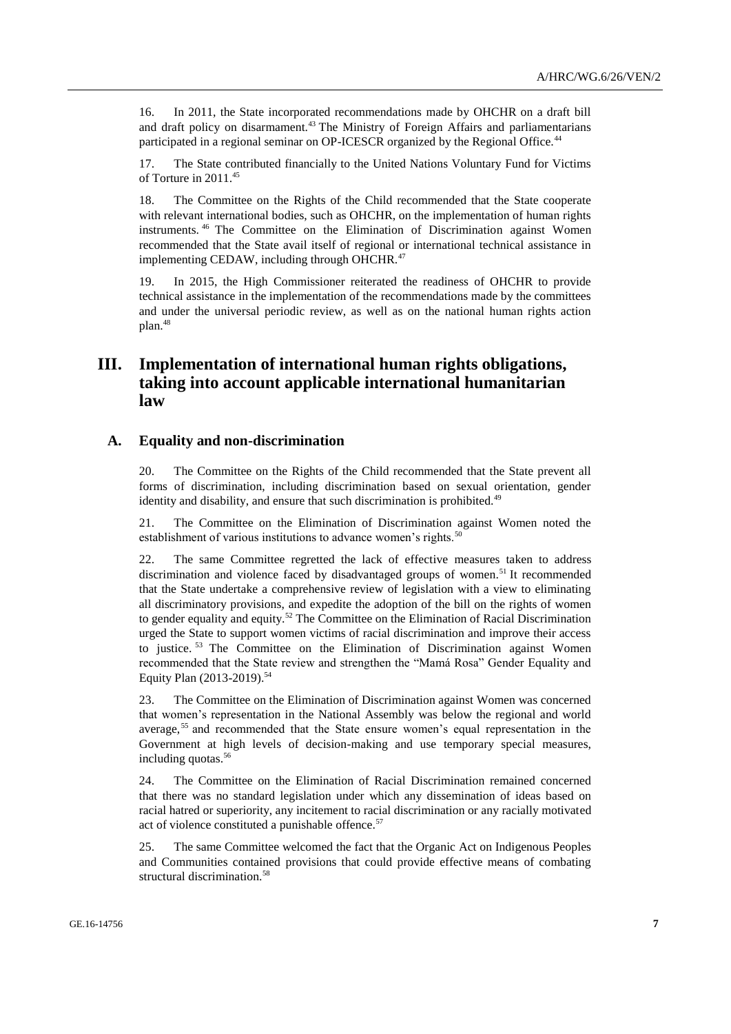16. In 2011, the State incorporated recommendations made by OHCHR on a draft bill and draft policy on disarmament.[43] The Ministry of Foreign Affairs and parliamentarians participated in a regional seminar on OP-ICESCR organized by the Regional Office.[44]

17. The State contributed financially to the United Nations Voluntary Fund for Victims of Torture in 2011.[45]

18. The Committee on the Rights of the Child recommended that the State cooperate with relevant international bodies, such as OHCHR, on the implementation of human rights instruments.[46] The Committee on the Elimination of Discrimination against Women recommended that the State avail itself of regional or international technical assistance in implementing CEDAW, including through OHCHR.[47]

19. In 2015, the High Commissioner reiterated the readiness of OHCHR to provide technical assistance in the implementation of the recommendations made by the committees and under the universal periodic review, as well as on the national human rights action plan.[48]

# III. Implementation of international human rights obligations, taking into account applicable international humanitarian law

## A. Equality and non-discrimination

20. The Committee on the Rights of the Child recommended that the State prevent all forms of discrimination, including discrimination based on sexual orientation, gender identity and disability, and ensure that such discrimination is prohibited.[49]

21. The Committee on the Elimination of Discrimination against Women noted the establishment of various institutions to advance women's rights.[50]

22. The same Committee regretted the lack of effective measures taken to address discrimination and violence faced by disadvantaged groups of women.[51] It recommended that the State undertake a comprehensive review of legislation with a view to eliminating all discriminatory provisions, and expedite the adoption of the bill on the rights of women to gender equality and equity.[52] The Committee on the Elimination of Racial Discrimination urged the State to support women victims of racial discrimination and improve their access to justice.[53] The Committee on the Elimination of Discrimination against Women recommended that the State review and strengthen the "Mamá Rosa" Gender Equality and Equity Plan (2013-2019).[54]

23. The Committee on the Elimination of Discrimination against Women was concerned that women's representation in the National Assembly was below the regional and world average,[55] and recommended that the State ensure women's equal representation in the Government at high levels of decision-making and use temporary special measures, including quotas.[56]

24. The Committee on the Elimination of Racial Discrimination remained concerned that there was no standard legislation under which any dissemination of ideas based on racial hatred or superiority, any incitement to racial discrimination or any racially motivated act of violence constituted a punishable offence.[57]

25. The same Committee welcomed the fact that the Organic Act on Indigenous Peoples and Communities contained provisions that could provide effective means of combating structural discrimination.[58]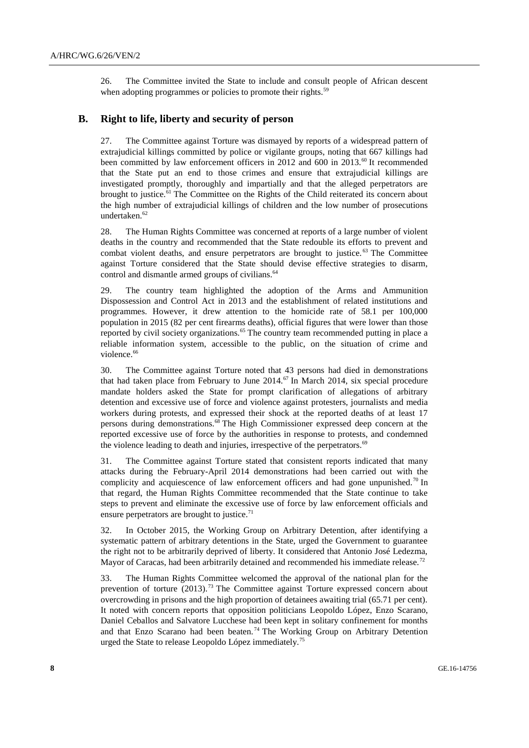26. The Committee invited the State to include and consult people of African descent when adopting programmes or policies to promote their rights.[59]

## B. Right to life, liberty and security of person

27. The Committee against Torture was dismayed by reports of a widespread pattern of extrajudicial killings committed by police or vigilante groups, noting that 667 killings had been committed by law enforcement officers in 2012 and 600 in 2013.[60] It recommended that the State put an end to those crimes and ensure that extrajudicial killings are investigated promptly, thoroughly and impartially and that the alleged perpetrators are brought to justice.[61] The Committee on the Rights of the Child reiterated its concern about the high number of extrajudicial killings of children and the low number of prosecutions undertaken.[62]

28. The Human Rights Committee was concerned at reports of a large number of violent deaths in the country and recommended that the State redouble its efforts to prevent and combat violent deaths, and ensure perpetrators are brought to justice.[63] The Committee against Torture considered that the State should devise effective strategies to disarm, control and dismantle armed groups of civilians.[64]

29. The country team highlighted the adoption of the Arms and Ammunition Dispossession and Control Act in 2013 and the establishment of related institutions and programmes. However, it drew attention to the homicide rate of 58.1 per 100,000 population in 2015 (82 per cent firearms deaths), official figures that were lower than those reported by civil society organizations.[65] The country team recommended putting in place a reliable information system, accessible to the public, on the situation of crime and violence.[66]

30. The Committee against Torture noted that 43 persons had died in demonstrations that had taken place from February to June 2014.[67] In March 2014, six special procedure mandate holders asked the State for prompt clarification of allegations of arbitrary detention and excessive use of force and violence against protesters, journalists and media workers during protests, and expressed their shock at the reported deaths of at least 17 persons during demonstrations.[68] The High Commissioner expressed deep concern at the reported excessive use of force by the authorities in response to protests, and condemned the violence leading to death and injuries, irrespective of the perpetrators.[69]

31. The Committee against Torture stated that consistent reports indicated that many attacks during the February-April 2014 demonstrations had been carried out with the complicity and acquiescence of law enforcement officers and had gone unpunished.[70] In that regard, the Human Rights Committee recommended that the State continue to take steps to prevent and eliminate the excessive use of force by law enforcement officials and ensure perpetrators are brought to justice.[71]

32. In October 2015, the Working Group on Arbitrary Detention, after identifying a systematic pattern of arbitrary detentions in the State, urged the Government to guarantee the right not to be arbitrarily deprived of liberty. It considered that Antonio José Ledezma, Mayor of Caracas, had been arbitrarily detained and recommended his immediate release.[72]

33. The Human Rights Committee welcomed the approval of the national plan for the prevention of torture (2013).[73] The Committee against Torture expressed concern about overcrowding in prisons and the high proportion of detainees awaiting trial (65.71 per cent). It noted with concern reports that opposition politicians Leopoldo López, Enzo Scarano, Daniel Ceballos and Salvatore Lucchese had been kept in solitary confinement for months and that Enzo Scarano had been beaten.[74] The Working Group on Arbitrary Detention urged the State to release Leopoldo López immediately.[75]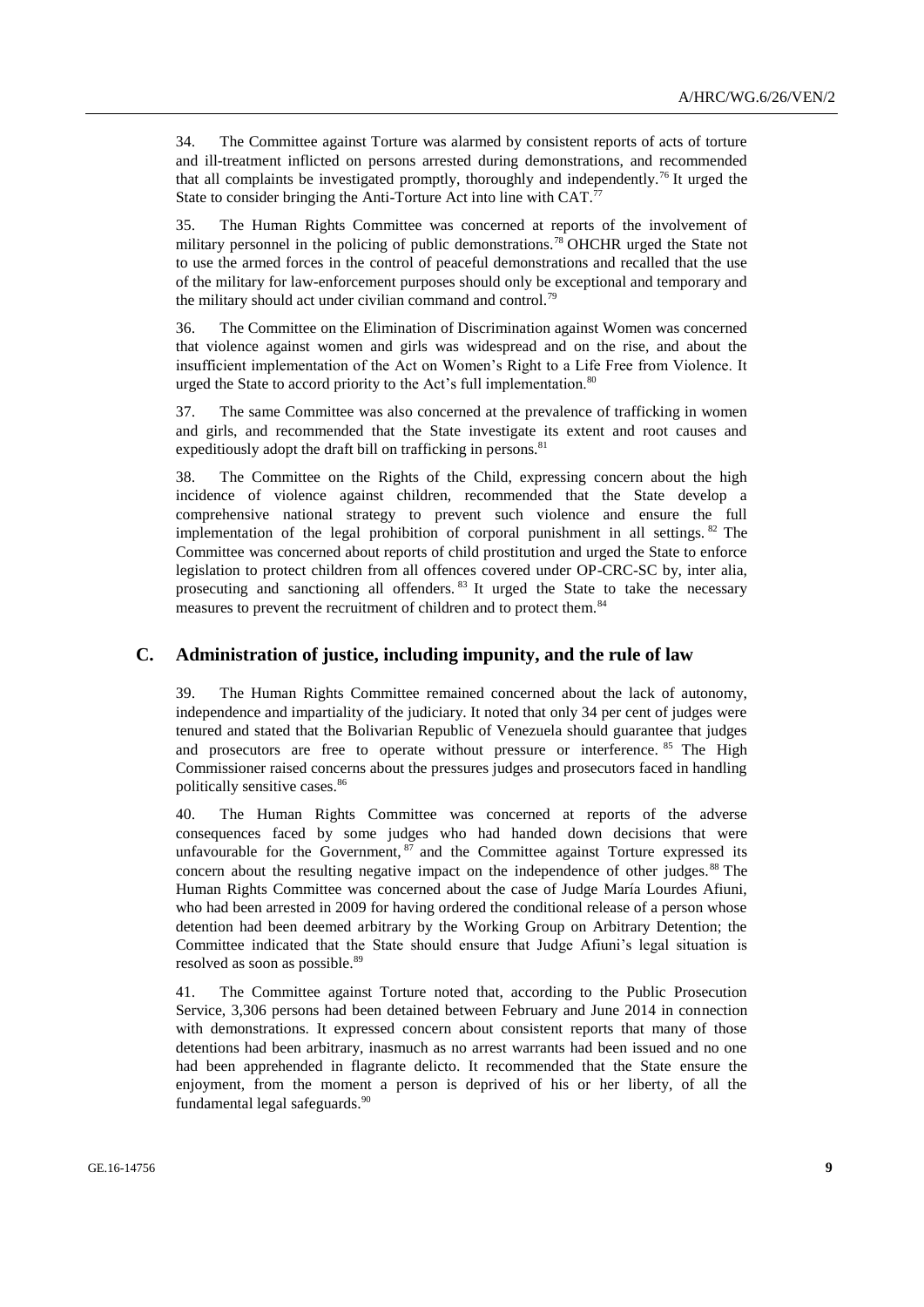34. The Committee against Torture was alarmed by consistent reports of acts of torture and ill-treatment inflicted on persons arrested during demonstrations, and recommended that all complaints be investigated promptly, thoroughly and independently.[76] It urged the State to consider bringing the Anti-Torture Act into line with CAT.[77]

35. The Human Rights Committee was concerned at reports of the involvement of military personnel in the policing of public demonstrations.[78] OHCHR urged the State not to use the armed forces in the control of peaceful demonstrations and recalled that the use of the military for law-enforcement purposes should only be exceptional and temporary and the military should act under civilian command and control.[79]

36. The Committee on the Elimination of Discrimination against Women was concerned that violence against women and girls was widespread and on the rise, and about the insufficient implementation of the Act on Women's Right to a Life Free from Violence. It urged the State to accord priority to the Act's full implementation.[80]

37. The same Committee was also concerned at the prevalence of trafficking in women and girls, and recommended that the State investigate its extent and root causes and expeditiously adopt the draft bill on trafficking in persons.[81]

38. The Committee on the Rights of the Child, expressing concern about the high incidence of violence against children, recommended that the State develop a comprehensive national strategy to prevent such violence and ensure the full implementation of the legal prohibition of corporal punishment in all settings.[82] The Committee was concerned about reports of child prostitution and urged the State to enforce legislation to protect children from all offences covered under OP-CRC-SC by, inter alia, prosecuting and sanctioning all offenders.[83] It urged the State to take the necessary measures to prevent the recruitment of children and to protect them.[84]

## C. Administration of justice, including impunity, and the rule of law

39. The Human Rights Committee remained concerned about the lack of autonomy, independence and impartiality of the judiciary. It noted that only 34 per cent of judges were tenured and stated that the Bolivarian Republic of Venezuela should guarantee that judges and prosecutors are free to operate without pressure or interference.[85] The High Commissioner raised concerns about the pressures judges and prosecutors faced in handling politically sensitive cases.[86]

40. The Human Rights Committee was concerned at reports of the adverse consequences faced by some judges who had handed down decisions that were unfavourable for the Government,[87] and the Committee against Torture expressed its concern about the resulting negative impact on the independence of other judges.[88] The Human Rights Committee was concerned about the case of Judge María Lourdes Afiuni, who had been arrested in 2009 for having ordered the conditional release of a person whose detention had been deemed arbitrary by the Working Group on Arbitrary Detention; the Committee indicated that the State should ensure that Judge Afiuni's legal situation is resolved as soon as possible.[89]

41. The Committee against Torture noted that, according to the Public Prosecution Service, 3,306 persons had been detained between February and June 2014 in connection with demonstrations. It expressed concern about consistent reports that many of those detentions had been arbitrary, inasmuch as no arrest warrants had been issued and no one had been apprehended in flagrante delicto. It recommended that the State ensure the enjoyment, from the moment a person is deprived of his or her liberty, of all the fundamental legal safeguards.[90]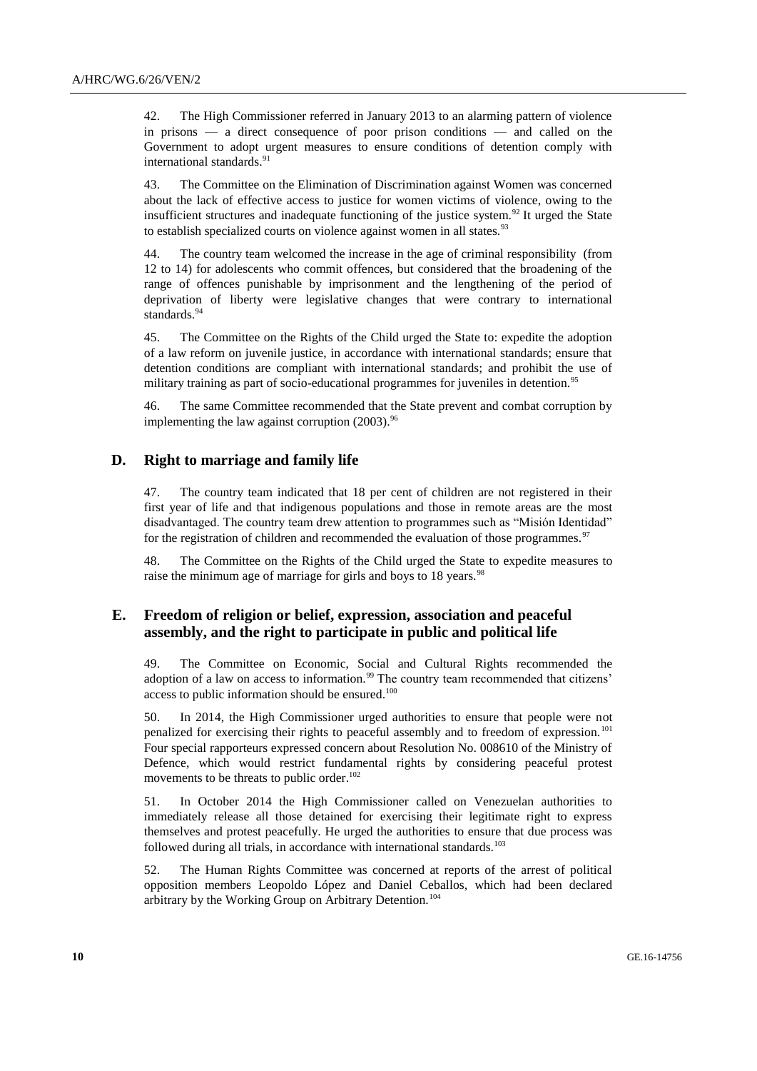42. The High Commissioner referred in January 2013 to an alarming pattern of violence in prisons — a direct consequence of poor prison conditions — and called on the Government to adopt urgent measures to ensure conditions of detention comply with international standards.[91]

43. The Committee on the Elimination of Discrimination against Women was concerned about the lack of effective access to justice for women victims of violence, owing to the insufficient structures and inadequate functioning of the justice system.[92] It urged the State to establish specialized courts on violence against women in all states.[93]

44. The country team welcomed the increase in the age of criminal responsibility (from 12 to 14) for adolescents who commit offences, but considered that the broadening of the range of offences punishable by imprisonment and the lengthening of the period of deprivation of liberty were legislative changes that were contrary to international standards.[94]

45. The Committee on the Rights of the Child urged the State to: expedite the adoption of a law reform on juvenile justice, in accordance with international standards; ensure that detention conditions are compliant with international standards; and prohibit the use of military training as part of socio-educational programmes for juveniles in detention.[95]

46. The same Committee recommended that the State prevent and combat corruption by implementing the law against corruption (2003).[96]

## D. Right to marriage and family life

47. The country team indicated that 18 per cent of children are not registered in their first year of life and that indigenous populations and those in remote areas are the most disadvantaged. The country team drew attention to programmes such as "Misión Identidad" for the registration of children and recommended the evaluation of those programmes.[97]

48. The Committee on the Rights of the Child urged the State to expedite measures to raise the minimum age of marriage for girls and boys to 18 years.[98]

## E. Freedom of religion or belief, expression, association and peaceful assembly, and the right to participate in public and political life

49. The Committee on Economic, Social and Cultural Rights recommended the adoption of a law on access to information.[99] The country team recommended that citizens' access to public information should be ensured.[100]

50. In 2014, the High Commissioner urged authorities to ensure that people were not penalized for exercising their rights to peaceful assembly and to freedom of expression.[101] Four special rapporteurs expressed concern about Resolution No. 008610 of the Ministry of Defence, which would restrict fundamental rights by considering peaceful protest movements to be threats to public order.[102]

51. In October 2014 the High Commissioner called on Venezuelan authorities to immediately release all those detained for exercising their legitimate right to express themselves and protest peacefully. He urged the authorities to ensure that due process was followed during all trials, in accordance with international standards.[103]

52. The Human Rights Committee was concerned at reports of the arrest of political opposition members Leopoldo López and Daniel Ceballos, which had been declared arbitrary by the Working Group on Arbitrary Detention.[104]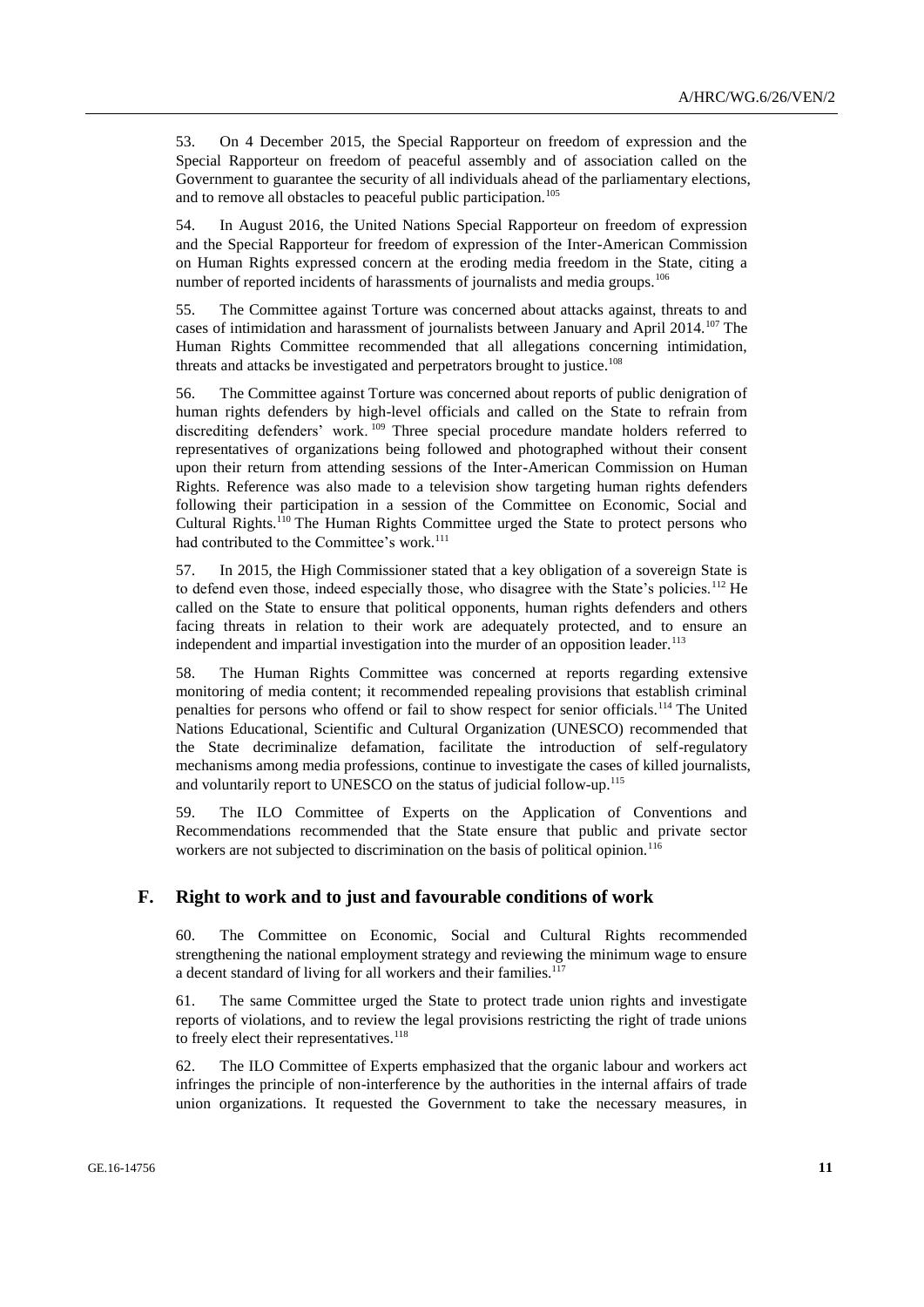53. On 4 December 2015, the Special Rapporteur on freedom of expression and the Special Rapporteur on freedom of peaceful assembly and of association called on the Government to guarantee the security of all individuals ahead of the parliamentary elections, and to remove all obstacles to peaceful public participation.[105]

54. In August 2016, the United Nations Special Rapporteur on freedom of expression and the Special Rapporteur for freedom of expression of the Inter-American Commission on Human Rights expressed concern at the eroding media freedom in the State, citing a number of reported incidents of harassments of journalists and media groups.[106]

55. The Committee against Torture was concerned about attacks against, threats to and cases of intimidation and harassment of journalists between January and April 2014.[107] The Human Rights Committee recommended that all allegations concerning intimidation, threats and attacks be investigated and perpetrators brought to justice.[108]

56. The Committee against Torture was concerned about reports of public denigration of human rights defenders by high-level officials and called on the State to refrain from discrediting defenders' work.[109] Three special procedure mandate holders referred to representatives of organizations being followed and photographed without their consent upon their return from attending sessions of the Inter-American Commission on Human Rights. Reference was also made to a television show targeting human rights defenders following their participation in a session of the Committee on Economic, Social and Cultural Rights.[110] The Human Rights Committee urged the State to protect persons who had contributed to the Committee's work.[111]

57. In 2015, the High Commissioner stated that a key obligation of a sovereign State is to defend even those, indeed especially those, who disagree with the State's policies.[112] He called on the State to ensure that political opponents, human rights defenders and others facing threats in relation to their work are adequately protected, and to ensure an independent and impartial investigation into the murder of an opposition leader.[113]

58. The Human Rights Committee was concerned at reports regarding extensive monitoring of media content; it recommended repealing provisions that establish criminal penalties for persons who offend or fail to show respect for senior officials.[114] The United Nations Educational, Scientific and Cultural Organization (UNESCO) recommended that the State decriminalize defamation, facilitate the introduction of self-regulatory mechanisms among media professions, continue to investigate the cases of killed journalists, and voluntarily report to UNESCO on the status of judicial follow-up.[115]

59. The ILO Committee of Experts on the Application of Conventions and Recommendations recommended that the State ensure that public and private sector workers are not subjected to discrimination on the basis of political opinion.[116]

## F. Right to work and to just and favourable conditions of work

60. The Committee on Economic, Social and Cultural Rights recommended strengthening the national employment strategy and reviewing the minimum wage to ensure a decent standard of living for all workers and their families.[117]

61. The same Committee urged the State to protect trade union rights and investigate reports of violations, and to review the legal provisions restricting the right of trade unions to freely elect their representatives.[118]

62. The ILO Committee of Experts emphasized that the organic labour and workers act infringes the principle of non-interference by the authorities in the internal affairs of trade union organizations. It requested the Government to take the necessary measures, in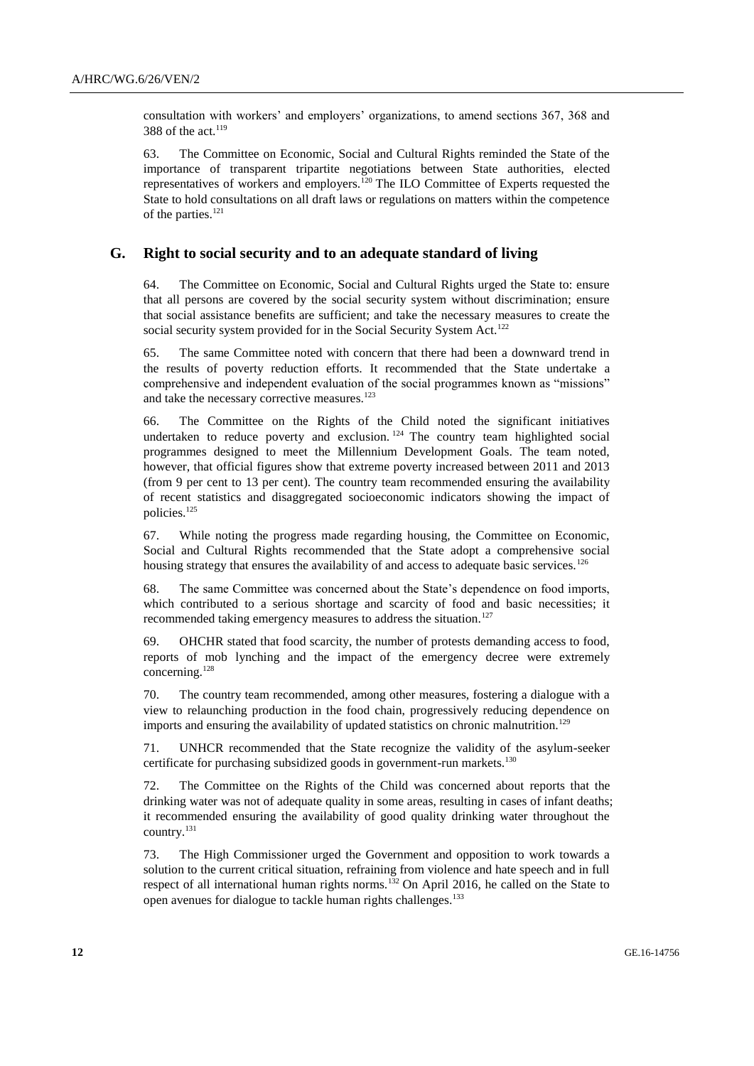consultation with workers' and employers' organizations, to amend sections 367, 368 and 388 of the act.[119]

63. The Committee on Economic, Social and Cultural Rights reminded the State of the importance of transparent tripartite negotiations between State authorities, elected representatives of workers and employers.[120] The ILO Committee of Experts requested the State to hold consultations on all draft laws or regulations on matters within the competence of the parties.[121]

## G. Right to social security and to an adequate standard of living

64. The Committee on Economic, Social and Cultural Rights urged the State to: ensure that all persons are covered by the social security system without discrimination; ensure that social assistance benefits are sufficient; and take the necessary measures to create the social security system provided for in the Social Security System Act.[122]

65. The same Committee noted with concern that there had been a downward trend in the results of poverty reduction efforts. It recommended that the State undertake a comprehensive and independent evaluation of the social programmes known as "missions" and take the necessary corrective measures.[123]

66. The Committee on the Rights of the Child noted the significant initiatives undertaken to reduce poverty and exclusion.[124] The country team highlighted social programmes designed to meet the Millennium Development Goals. The team noted, however, that official figures show that extreme poverty increased between 2011 and 2013 (from 9 per cent to 13 per cent). The country team recommended ensuring the availability of recent statistics and disaggregated socioeconomic indicators showing the impact of policies.[125]

67. While noting the progress made regarding housing, the Committee on Economic, Social and Cultural Rights recommended that the State adopt a comprehensive social housing strategy that ensures the availability of and access to adequate basic services.[126]

68. The same Committee was concerned about the State's dependence on food imports, which contributed to a serious shortage and scarcity of food and basic necessities; it recommended taking emergency measures to address the situation.[127]

69. OHCHR stated that food scarcity, the number of protests demanding access to food, reports of mob lynching and the impact of the emergency decree were extremely concerning.[128]

70. The country team recommended, among other measures, fostering a dialogue with a view to relaunching production in the food chain, progressively reducing dependence on imports and ensuring the availability of updated statistics on chronic malnutrition.[129]

71. UNHCR recommended that the State recognize the validity of the asylum-seeker certificate for purchasing subsidized goods in government-run markets.[130]

72. The Committee on the Rights of the Child was concerned about reports that the drinking water was not of adequate quality in some areas, resulting in cases of infant deaths; it recommended ensuring the availability of good quality drinking water throughout the country.[131]

73. The High Commissioner urged the Government and opposition to work towards a solution to the current critical situation, refraining from violence and hate speech and in full respect of all international human rights norms.[132] On April 2016, he called on the State to open avenues for dialogue to tackle human rights challenges.[133]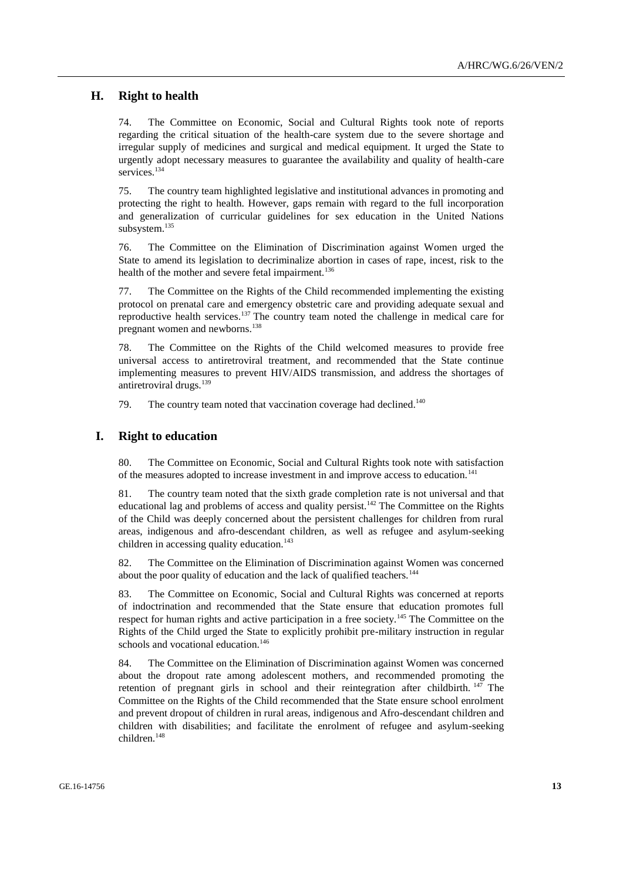## H. Right to health

74. The Committee on Economic, Social and Cultural Rights took note of reports regarding the critical situation of the health-care system due to the severe shortage and irregular supply of medicines and surgical and medical equipment. It urged the State to urgently adopt necessary measures to guarantee the availability and quality of health-care services.[134]

75. The country team highlighted legislative and institutional advances in promoting and protecting the right to health. However, gaps remain with regard to the full incorporation and generalization of curricular guidelines for sex education in the United Nations subsystem.[135]

76. The Committee on the Elimination of Discrimination against Women urged the State to amend its legislation to decriminalize abortion in cases of rape, incest, risk to the health of the mother and severe fetal impairment.[136]

77. The Committee on the Rights of the Child recommended implementing the existing protocol on prenatal care and emergency obstetric care and providing adequate sexual and reproductive health services.[137] The country team noted the challenge in medical care for pregnant women and newborns.[138]

78. The Committee on the Rights of the Child welcomed measures to provide free universal access to antiretroviral treatment, and recommended that the State continue implementing measures to prevent HIV/AIDS transmission, and address the shortages of antiretroviral drugs.[139]

79. The country team noted that vaccination coverage had declined.[140]

## I. Right to education

80. The Committee on Economic, Social and Cultural Rights took note with satisfaction of the measures adopted to increase investment in and improve access to education.[141]

81. The country team noted that the sixth grade completion rate is not universal and that educational lag and problems of access and quality persist.[142] The Committee on the Rights of the Child was deeply concerned about the persistent challenges for children from rural areas, indigenous and afro-descendant children, as well as refugee and asylum-seeking children in accessing quality education.[143]

82. The Committee on the Elimination of Discrimination against Women was concerned about the poor quality of education and the lack of qualified teachers.[144]

83. The Committee on Economic, Social and Cultural Rights was concerned at reports of indoctrination and recommended that the State ensure that education promotes full respect for human rights and active participation in a free society.[145] The Committee on the Rights of the Child urged the State to explicitly prohibit pre-military instruction in regular schools and vocational education.[146]

84. The Committee on the Elimination of Discrimination against Women was concerned about the dropout rate among adolescent mothers, and recommended promoting the retention of pregnant girls in school and their reintegration after childbirth.[147] The Committee on the Rights of the Child recommended that the State ensure school enrolment and prevent dropout of children in rural areas, indigenous and Afro-descendant children and children with disabilities; and facilitate the enrolment of refugee and asylum-seeking children.[148]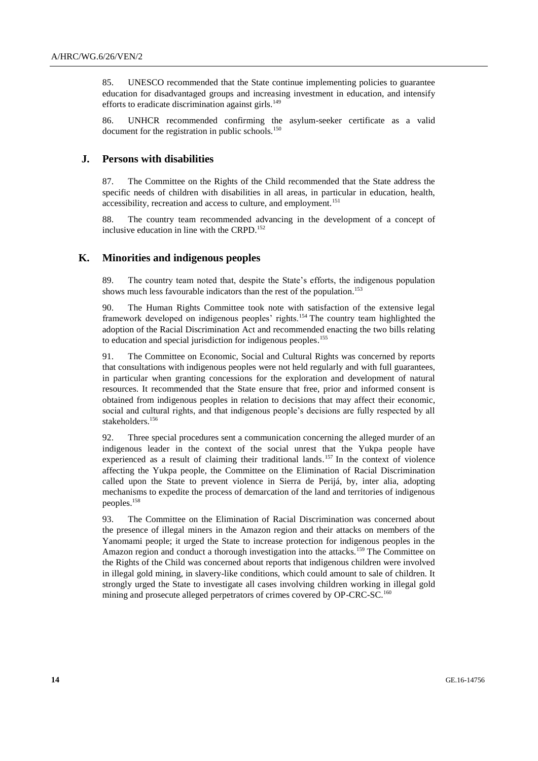85. UNESCO recommended that the State continue implementing policies to guarantee education for disadvantaged groups and increasing investment in education, and intensify efforts to eradicate discrimination against girls.[149]

86. UNHCR recommended confirming the asylum-seeker certificate as a valid document for the registration in public schools.[150]

## J. Persons with disabilities

87. The Committee on the Rights of the Child recommended that the State address the specific needs of children with disabilities in all areas, in particular in education, health, accessibility, recreation and access to culture, and employment.[151]

88. The country team recommended advancing in the development of a concept of inclusive education in line with the CRPD.[152]

## K. Minorities and indigenous peoples

89. The country team noted that, despite the State's efforts, the indigenous population shows much less favourable indicators than the rest of the population.[153]

90. The Human Rights Committee took note with satisfaction of the extensive legal framework developed on indigenous peoples' rights.[154] The country team highlighted the adoption of the Racial Discrimination Act and recommended enacting the two bills relating to education and special jurisdiction for indigenous peoples.[155]

91. The Committee on Economic, Social and Cultural Rights was concerned by reports that consultations with indigenous peoples were not held regularly and with full guarantees, in particular when granting concessions for the exploration and development of natural resources. It recommended that the State ensure that free, prior and informed consent is obtained from indigenous peoples in relation to decisions that may affect their economic, social and cultural rights, and that indigenous people's decisions are fully respected by all stakeholders.[156]

92. Three special procedures sent a communication concerning the alleged murder of an indigenous leader in the context of the social unrest that the Yukpa people have experienced as a result of claiming their traditional lands.[157] In the context of violence affecting the Yukpa people, the Committee on the Elimination of Racial Discrimination called upon the State to prevent violence in Sierra de Perijá, by, inter alia, adopting mechanisms to expedite the process of demarcation of the land and territories of indigenous peoples.[158]

93. The Committee on the Elimination of Racial Discrimination was concerned about the presence of illegal miners in the Amazon region and their attacks on members of the Yanomami people; it urged the State to increase protection for indigenous peoples in the Amazon region and conduct a thorough investigation into the attacks.[159] The Committee on the Rights of the Child was concerned about reports that indigenous children were involved in illegal gold mining, in slavery-like conditions, which could amount to sale of children. It strongly urged the State to investigate all cases involving children working in illegal gold mining and prosecute alleged perpetrators of crimes covered by OP-CRC-SC.[160]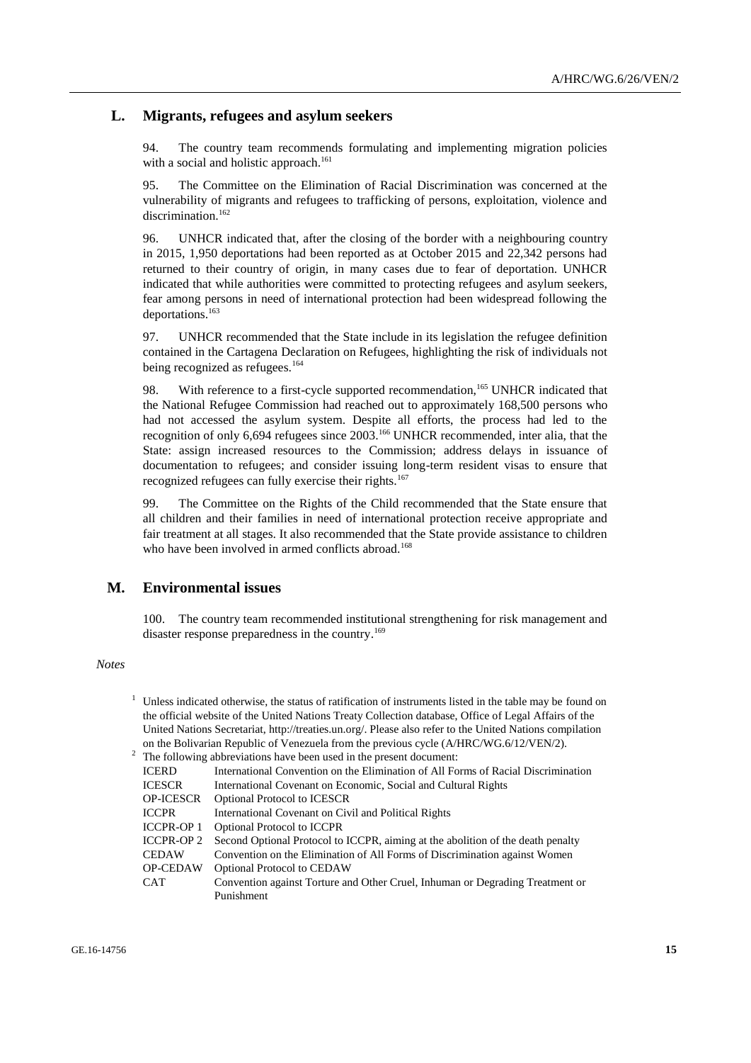## L. Migrants, refugees and asylum seekers

94. The country team recommends formulating and implementing migration policies with a social and holistic approach.[161]

95. The Committee on the Elimination of Racial Discrimination was concerned at the vulnerability of migrants and refugees to trafficking of persons, exploitation, violence and discrimination.[162]

96. UNHCR indicated that, after the closing of the border with a neighbouring country in 2015, 1,950 deportations had been reported as at October 2015 and 22,342 persons had returned to their country of origin, in many cases due to fear of deportation. UNHCR indicated that while authorities were committed to protecting refugees and asylum seekers, fear among persons in need of international protection had been widespread following the deportations.[163]

97. UNHCR recommended that the State include in its legislation the refugee definition contained in the Cartagena Declaration on Refugees, highlighting the risk of individuals not being recognized as refugees.[164]

98. With reference to a first-cycle supported recommendation,[165] UNHCR indicated that the National Refugee Commission had reached out to approximately 168,500 persons who had not accessed the asylum system. Despite all efforts, the process had led to the recognition of only 6,694 refugees since 2003.[166] UNHCR recommended, inter alia, that the State: assign increased resources to the Commission; address delays in issuance of documentation to refugees; and consider issuing long-term resident visas to ensure that recognized refugees can fully exercise their rights.[167]

99. The Committee on the Rights of the Child recommended that the State ensure that all children and their families in need of international protection receive appropriate and fair treatment at all stages. It also recommended that the State provide assistance to children who have been involved in armed conflicts abroad.[168]

## M. Environmental issues

100. The country team recommended institutional strengthening for risk management and disaster response preparedness in the country.[169]

*Notes*

[1] Unless indicated otherwise, the status of ratification of instruments listed in the table may be found on the official website of the United Nations Treaty Collection database, Office of Legal Affairs of the United Nations Secretariat, http://treaties.un.org/. Please also refer to the United Nations compilation on the Bolivarian Republic of Venezuela from the previous cycle (A/HRC/WG.6/12/VEN/2).

[2] The following abbreviations have been used in the present document:

| | |
|---|---|
| ICERD | International Convention on the Elimination of All Forms of Racial Discrimination |
| ICESCR | International Covenant on Economic, Social and Cultural Rights |
| OP-ICESCR | Optional Protocol to ICESCR |
| ICCPR | International Covenant on Civil and Political Rights |
| ICCPR-OP 1 | Optional Protocol to ICCPR |
| ICCPR-OP 2 | Second Optional Protocol to ICCPR, aiming at the abolition of the death penalty |
| CEDAW | Convention on the Elimination of All Forms of Discrimination against Women |
| OP-CEDAW | Optional Protocol to CEDAW |
| CAT | Convention against Torture and Other Cruel, Inhuman or Degrading Treatment or Punishment |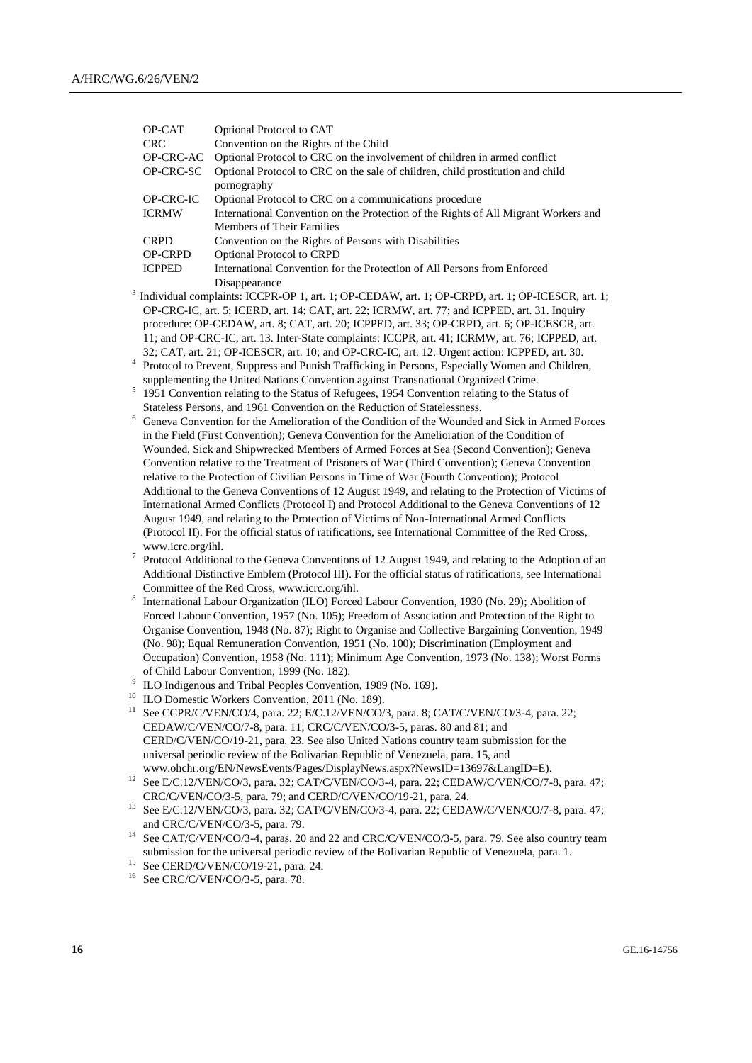| | |
|---|---|
| OP-CAT | Optional Protocol to CAT |
| CRC | Convention on the Rights of the Child |
| OP-CRC-AC | Optional Protocol to CRC on the involvement of children in armed conflict |
| OP-CRC-SC | Optional Protocol to CRC on the sale of children, child prostitution and child pornography |
| OP-CRC-IC | Optional Protocol to CRC on a communications procedure |
| ICRMW | International Convention on the Protection of the Rights of All Migrant Workers and Members of Their Families |
| CRPD | Convention on the Rights of Persons with Disabilities |
| OP-CRPD | Optional Protocol to CRPD |
| ICPPED | International Convention for the Protection of All Persons from Enforced Disappearance |

[3] Individual complaints: ICCPR-OP 1, art. 1; OP-CEDAW, art. 1; OP-CRPD, art. 1; OP-ICESCR, art. 1; OP-CRC-IC, art. 5; ICERD, art. 14; CAT, art. 22; ICRMW, art. 77; and ICPPED, art. 31. Inquiry procedure: OP-CEDAW, art. 8; CAT, art. 20; ICPPED, art. 33; OP-CRPD, art. 6; OP-ICESCR, art. 11; and OP-CRC-IC, art. 13. Inter-State complaints: ICCPR, art. 41; ICRMW, art. 76; ICPPED, art. 32; CAT, art. 21; OP-ICESCR, art. 10; and OP-CRC-IC, art. 12. Urgent action: ICPPED, art. 30.

[4] Protocol to Prevent, Suppress and Punish Trafficking in Persons, Especially Women and Children, supplementing the United Nations Convention against Transnational Organized Crime.

[5] 1951 Convention relating to the Status of Refugees, 1954 Convention relating to the Status of Stateless Persons, and 1961 Convention on the Reduction of Statelessness.

[6] Geneva Convention for the Amelioration of the Condition of the Wounded and Sick in Armed Forces in the Field (First Convention); Geneva Convention for the Amelioration of the Condition of Wounded, Sick and Shipwrecked Members of Armed Forces at Sea (Second Convention); Geneva Convention relative to the Treatment of Prisoners of War (Third Convention); Geneva Convention relative to the Protection of Civilian Persons in Time of War (Fourth Convention); Protocol Additional to the Geneva Conventions of 12 August 1949, and relating to the Protection of Victims of International Armed Conflicts (Protocol I) and Protocol Additional to the Geneva Conventions of 12 August 1949, and relating to the Protection of Victims of Non-International Armed Conflicts (Protocol II). For the official status of ratifications, see International Committee of the Red Cross, www.icrc.org/ihl.

[7] Protocol Additional to the Geneva Conventions of 12 August 1949, and relating to the Adoption of an Additional Distinctive Emblem (Protocol III). For the official status of ratifications, see International Committee of the Red Cross, www.icrc.org/ihl.

[8] International Labour Organization (ILO) Forced Labour Convention, 1930 (No. 29); Abolition of Forced Labour Convention, 1957 (No. 105); Freedom of Association and Protection of the Right to Organise Convention, 1948 (No. 87); Right to Organise and Collective Bargaining Convention, 1949 (No. 98); Equal Remuneration Convention, 1951 (No. 100); Discrimination (Employment and Occupation) Convention, 1958 (No. 111); Minimum Age Convention, 1973 (No. 138); Worst Forms of Child Labour Convention, 1999 (No. 182).

[9] ILO Indigenous and Tribal Peoples Convention, 1989 (No. 169).

[10] ILO Domestic Workers Convention, 2011 (No. 189).

[11] See CCPR/C/VEN/CO/4, para. 22; E/C.12/VEN/CO/3, para. 8; CAT/C/VEN/CO/3-4, para. 22; CEDAW/C/VEN/CO/7-8, para. 11; CRC/C/VEN/CO/3-5, paras. 80 and 81; and CERD/C/VEN/CO/19-21, para. 23. See also United Nations country team submission for the universal periodic review of the Bolivarian Republic of Venezuela, para. 15, and www.ohchr.org/EN/NewsEvents/Pages/DisplayNews.aspx?NewsID=13697&LangID=E).

[12] See E/C.12/VEN/CO/3, para. 32; CAT/C/VEN/CO/3-4, para. 22; CEDAW/C/VEN/CO/7-8, para. 47; CRC/C/VEN/CO/3-5, para. 79; and CERD/C/VEN/CO/19-21, para. 24.

[13] See E/C.12/VEN/CO/3, para. 32; CAT/C/VEN/CO/3-4, para. 22; CEDAW/C/VEN/CO/7-8, para. 47; and CRC/C/VEN/CO/3-5, para. 79.

[14] See CAT/C/VEN/CO/3-4, paras. 20 and 22 and CRC/C/VEN/CO/3-5, para. 79. See also country team submission for the universal periodic review of the Bolivarian Republic of Venezuela, para. 1.

[15] See CERD/C/VEN/CO/19-21, para. 24.

[16] See CRC/C/VEN/CO/3-5, para. 78.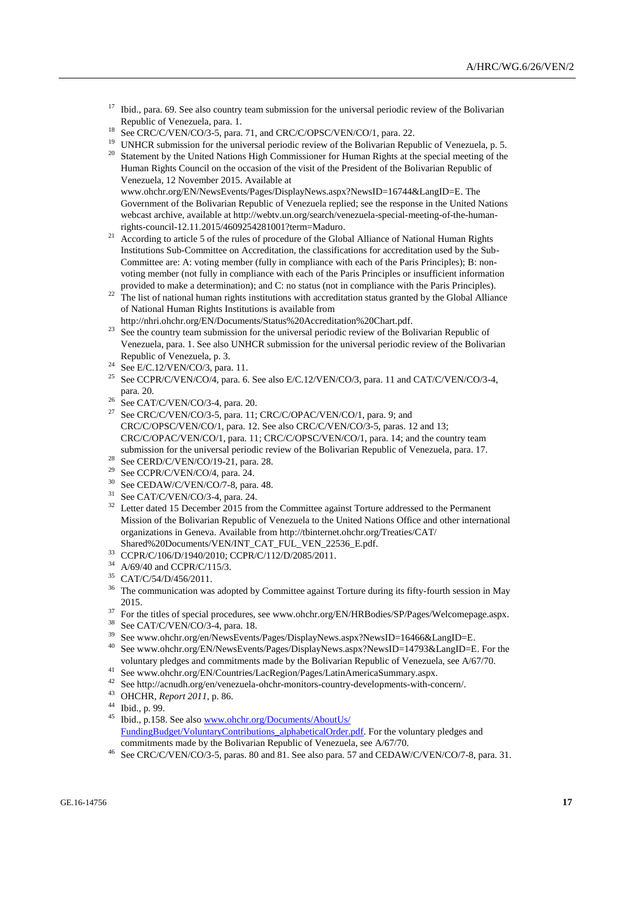[17] Ibid., para. 69. See also country team submission for the universal periodic review of the Bolivarian Republic of Venezuela, para. 1.

[18] See CRC/C/VEN/CO/3-5, para. 71, and CRC/C/OPSC/VEN/CO/1, para. 22.

[19] UNHCR submission for the universal periodic review of the Bolivarian Republic of Venezuela, p. 5.

[20] Statement by the United Nations High Commissioner for Human Rights at the special meeting of the Human Rights Council on the occasion of the visit of the President of the Bolivarian Republic of Venezuela, 12 November 2015. Available at www.ohchr.org/EN/NewsEvents/Pages/DisplayNews.aspx?NewsID=16744&LangID=E. The Government of the Bolivarian Republic of Venezuela replied; see the response in the United Nations webcast archive, available at http://webtv.un.org/search/venezuela-special-meeting-of-the-human-rights-council-12.11.2015/4609254281001?term=Maduro.

[21] According to article 5 of the rules of procedure of the Global Alliance of National Human Rights Institutions Sub-Committee on Accreditation, the classifications for accreditation used by the Sub-Committee are: A: voting member (fully in compliance with each of the Paris Principles); B: non-voting member (not fully in compliance with each of the Paris Principles or insufficient information provided to make a determination); and C: no status (not in compliance with the Paris Principles).

[22] The list of national human rights institutions with accreditation status granted by the Global Alliance of National Human Rights Institutions is available from http://nhri.ohchr.org/EN/Documents/Status%20Accreditation%20Chart.pdf.

[23] See the country team submission for the universal periodic review of the Bolivarian Republic of Venezuela, para. 1. See also UNHCR submission for the universal periodic review of the Bolivarian Republic of Venezuela, p. 3.

[24] See E/C.12/VEN/CO/3, para. 11.

[25] See CCPR/C/VEN/CO/4, para. 6. See also E/C.12/VEN/CO/3, para. 11 and CAT/C/VEN/CO/3-4, para. 20.

[26] See CAT/C/VEN/CO/3-4, para. 20.

[27] See CRC/C/VEN/CO/3-5, para. 11; CRC/C/OPAC/VEN/CO/1, para. 9; and CRC/C/OPSC/VEN/CO/1, para. 12. See also CRC/C/VEN/CO/3-5, paras. 12 and 13; CRC/C/OPAC/VEN/CO/1, para. 11; CRC/C/OPSC/VEN/CO/1, para. 14; and the country team submission for the universal periodic review of the Bolivarian Republic of Venezuela, para. 17.

[28] See CERD/C/VEN/CO/19-21, para. 28.

[29] See CCPR/C/VEN/CO/4, para. 24.

[30] See CEDAW/C/VEN/CO/7-8, para. 48.

[31] See CAT/C/VEN/CO/3-4, para. 24.

[32] Letter dated 15 December 2015 from the Committee against Torture addressed to the Permanent Mission of the Bolivarian Republic of Venezuela to the United Nations Office and other international organizations in Geneva. Available from http://tbinternet.ohchr.org/Treaties/CAT/Shared%20Documents/VEN/INT_CAT_FUL_VEN_22536_E.pdf.

[33] CCPR/C/106/D/1940/2010; CCPR/C/112/D/2085/2011.

[34] A/69/40 and CCPR/C/115/3.

[35] CAT/C/54/D/456/2011.

[36] The communication was adopted by Committee against Torture during its fifty-fourth session in May 2015.

[37] For the titles of special procedures, see www.ohchr.org/EN/HRBodies/SP/Pages/Welcomepage.aspx.

[38] See CAT/C/VEN/CO/3-4, para. 18.

[39] See www.ohchr.org/en/NewsEvents/Pages/DisplayNews.aspx?NewsID=16466&LangID=E.

[40] See www.ohchr.org/EN/NewsEvents/Pages/DisplayNews.aspx?NewsID=14793&LangID=E. For the voluntary pledges and commitments made by the Bolivarian Republic of Venezuela, see A/67/70.

[41] See www.ohchr.org/EN/Countries/LacRegion/Pages/LatinAmericaSummary.aspx.

[42] See http://acnudh.org/en/venezuela-ohchr-monitors-country-developments-with-concern/.

[43] OHCHR, *Report 2011*, p. 86.

[44] Ibid., p. 99.

[45] Ibid., p.158. See also www.ohchr.org/Documents/AboutUs/FundingBudget/VoluntaryContributions_alphabeticalOrder.pdf. For the voluntary pledges and commitments made by the Bolivarian Republic of Venezuela, see A/67/70.

[46] See CRC/C/VEN/CO/3-5, paras. 80 and 81. See also para. 57 and CEDAW/C/VEN/CO/7-8, para. 31.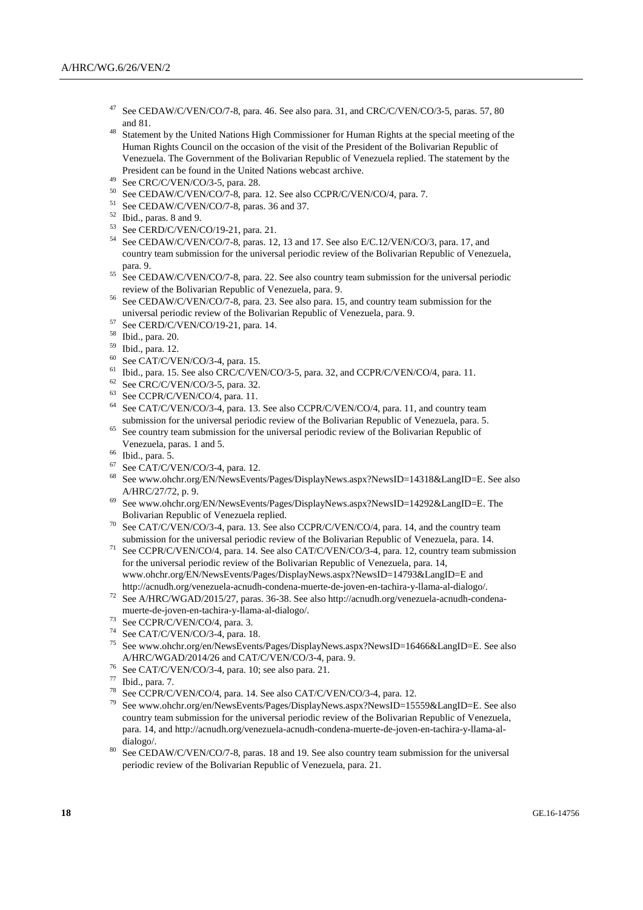[47] See CEDAW/C/VEN/CO/7-8, para. 46. See also para. 31, and CRC/C/VEN/CO/3-5, paras. 57, 80 and 81.

[48] Statement by the United Nations High Commissioner for Human Rights at the special meeting of the Human Rights Council on the occasion of the visit of the President of the Bolivarian Republic of Venezuela. The Government of the Bolivarian Republic of Venezuela replied. The statement by the President can be found in the United Nations webcast archive.

[49] See CRC/C/VEN/CO/3-5, para. 28.

[50] See CEDAW/C/VEN/CO/7-8, para. 12. See also CCPR/C/VEN/CO/4, para. 7.

[51] See CEDAW/C/VEN/CO/7-8, paras. 36 and 37.

[52] Ibid., paras. 8 and 9.

[53] See CERD/C/VEN/CO/19-21, para. 21.

[54] See CEDAW/C/VEN/CO/7-8, paras. 12, 13 and 17. See also E/C.12/VEN/CO/3, para. 17, and country team submission for the universal periodic review of the Bolivarian Republic of Venezuela, para. 9.

[55] See CEDAW/C/VEN/CO/7-8, para. 22. See also country team submission for the universal periodic review of the Bolivarian Republic of Venezuela, para. 9.

[56] See CEDAW/C/VEN/CO/7-8, para. 23. See also para. 15, and country team submission for the universal periodic review of the Bolivarian Republic of Venezuela, para. 9.

[57] See CERD/C/VEN/CO/19-21, para. 14.

[58] Ibid., para. 20.

[59] Ibid., para. 12.

[60] See CAT/C/VEN/CO/3-4, para. 15.

[61] Ibid., para. 15. See also CRC/C/VEN/CO/3-5, para. 32, and CCPR/C/VEN/CO/4, para. 11.

[62] See CRC/C/VEN/CO/3-5, para. 32.

[63] See CCPR/C/VEN/CO/4, para. 11.

[64] See CAT/C/VEN/CO/3-4, para. 13. See also CCPR/C/VEN/CO/4, para. 11, and country team submission for the universal periodic review of the Bolivarian Republic of Venezuela, para. 5.

[65] See country team submission for the universal periodic review of the Bolivarian Republic of Venezuela, paras. 1 and 5.

[66] Ibid., para. 5.

[67] See CAT/C/VEN/CO/3-4, para. 12.

[68] See www.ohchr.org/EN/NewsEvents/Pages/DisplayNews.aspx?NewsID=14318&LangID=E. See also A/HRC/27/72, p. 9.

[69] See www.ohchr.org/EN/NewsEvents/Pages/DisplayNews.aspx?NewsID=14292&LangID=E. The Bolivarian Republic of Venezuela replied.

[70] See CAT/C/VEN/CO/3-4, para. 13. See also CCPR/C/VEN/CO/4, para. 14, and the country team submission for the universal periodic review of the Bolivarian Republic of Venezuela, para. 14.

[71] See CCPR/C/VEN/CO/4, para. 14. See also CAT/C/VEN/CO/3-4, para. 12, country team submission for the universal periodic review of the Bolivarian Republic of Venezuela, para. 14, www.ohchr.org/EN/NewsEvents/Pages/DisplayNews.aspx?NewsID=14793&LangID=E and http://acnudh.org/venezuela-acnudh-condena-muerte-de-joven-en-tachira-y-llama-al-dialogo/.

[72] See A/HRC/WGAD/2015/27, paras. 36-38. See also http://acnudh.org/venezuela-acnudh-condena-muerte-de-joven-en-tachira-y-llama-al-dialogo/.

[73] See CCPR/C/VEN/CO/4, para. 3.

[74] See CAT/C/VEN/CO/3-4, para. 18.

[75] See www.ohchr.org/en/NewsEvents/Pages/DisplayNews.aspx?NewsID=16466&LangID=E. See also A/HRC/WGAD/2014/26 and CAT/C/VEN/CO/3-4, para. 9.

[76] See CAT/C/VEN/CO/3-4, para. 10; see also para. 21.

[77] Ibid., para. 7.

[78] See CCPR/C/VEN/CO/4, para. 14. See also CAT/C/VEN/CO/3-4, para. 12.

[79] See www.ohchr.org/en/NewsEvents/Pages/DisplayNews.aspx?NewsID=15559&LangID=E. See also country team submission for the universal periodic review of the Bolivarian Republic of Venezuela, para. 14, and http://acnudh.org/venezuela-acnudh-condena-muerte-de-joven-en-tachira-y-llama-al-dialogo/.

[80] See CEDAW/C/VEN/CO/7-8, paras. 18 and 19. See also country team submission for the universal periodic review of the Bolivarian Republic of Venezuela, para. 21.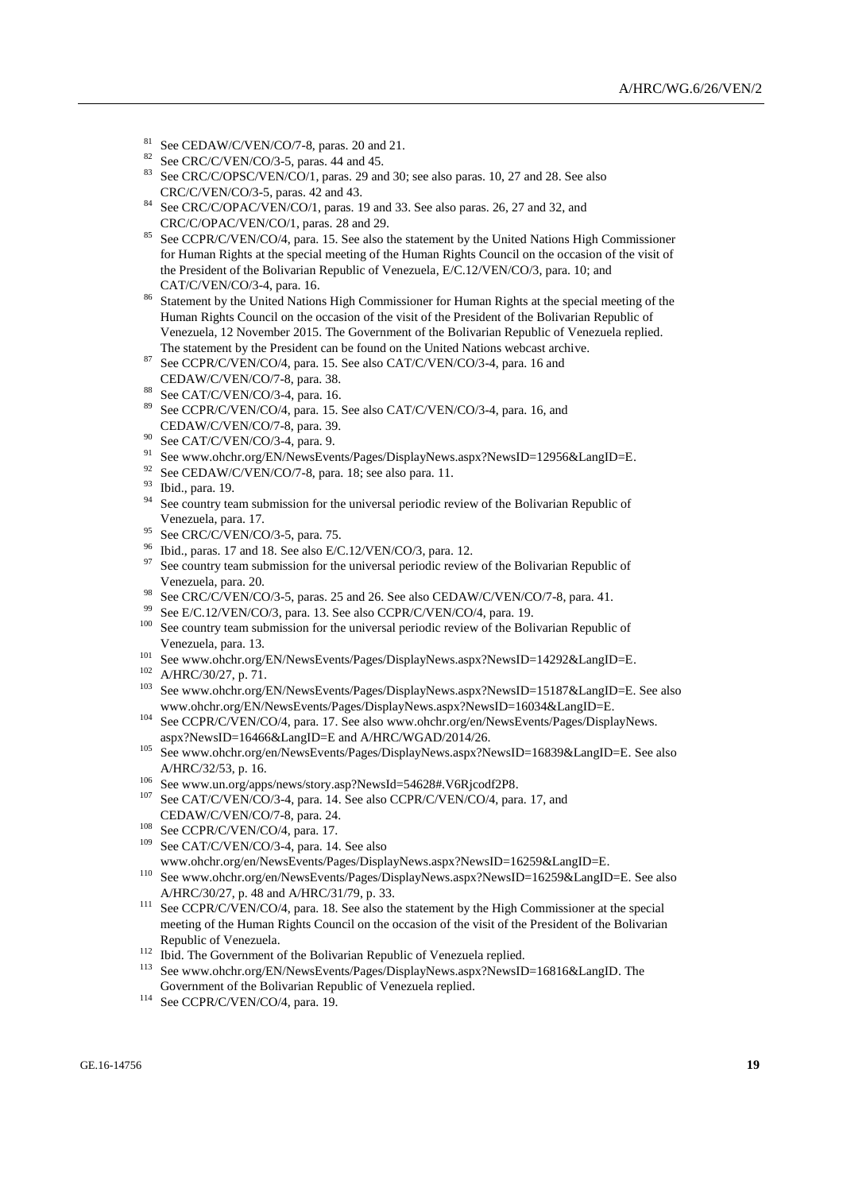[81] See CEDAW/C/VEN/CO/7-8, paras. 20 and 21.

[82] See CRC/C/VEN/CO/3-5, paras. 44 and 45.

[83] See CRC/C/OPSC/VEN/CO/1, paras. 29 and 30; see also paras. 10, 27 and 28. See also CRC/C/VEN/CO/3-5, paras. 42 and 43.

[84] See CRC/C/OPAC/VEN/CO/1, paras. 19 and 33. See also paras. 26, 27 and 32, and CRC/C/OPAC/VEN/CO/1, paras. 28 and 29.

[85] See CCPR/C/VEN/CO/4, para. 15. See also the statement by the United Nations High Commissioner for Human Rights at the special meeting of the Human Rights Council on the occasion of the visit of the President of the Bolivarian Republic of Venezuela, E/C.12/VEN/CO/3, para. 10; and CAT/C/VEN/CO/3-4, para. 16.

[86] Statement by the United Nations High Commissioner for Human Rights at the special meeting of the Human Rights Council on the occasion of the visit of the President of the Bolivarian Republic of Venezuela, 12 November 2015. The Government of the Bolivarian Republic of Venezuela replied. The statement by the President can be found on the United Nations webcast archive.

[87] See CCPR/C/VEN/CO/4, para. 15. See also CAT/C/VEN/CO/3-4, para. 16 and CEDAW/C/VEN/CO/7-8, para. 38.

[88] See CAT/C/VEN/CO/3-4, para. 16.

[89] See CCPR/C/VEN/CO/4, para. 15. See also CAT/C/VEN/CO/3-4, para. 16, and CEDAW/C/VEN/CO/7-8, para. 39.

[90] See CAT/C/VEN/CO/3-4, para. 9.

[91] See www.ohchr.org/EN/NewsEvents/Pages/DisplayNews.aspx?NewsID=12956&LangID=E.

[92] See CEDAW/C/VEN/CO/7-8, para. 18; see also para. 11.

[93] Ibid., para. 19.

[94] See country team submission for the universal periodic review of the Bolivarian Republic of Venezuela, para. 17.

[95] See CRC/C/VEN/CO/3-5, para. 75.

[96] Ibid., paras. 17 and 18. See also E/C.12/VEN/CO/3, para. 12.

[97] See country team submission for the universal periodic review of the Bolivarian Republic of Venezuela, para. 20.

[98] See CRC/C/VEN/CO/3-5, paras. 25 and 26. See also CEDAW/C/VEN/CO/7-8, para. 41.

[99] See E/C.12/VEN/CO/3, para. 13. See also CCPR/C/VEN/CO/4, para. 19.

[100] See country team submission for the universal periodic review of the Bolivarian Republic of Venezuela, para. 13.

[101] See www.ohchr.org/EN/NewsEvents/Pages/DisplayNews.aspx?NewsID=14292&LangID=E.

[102] A/HRC/30/27, p. 71.

[103] See www.ohchr.org/EN/NewsEvents/Pages/DisplayNews.aspx?NewsID=15187&LangID=E. See also www.ohchr.org/EN/NewsEvents/Pages/DisplayNews.aspx?NewsID=16034&LangID=E.

[104] See CCPR/C/VEN/CO/4, para. 17. See also www.ohchr.org/en/NewsEvents/Pages/DisplayNews.aspx?NewsID=16466&LangID=E and A/HRC/WGAD/2014/26.

[105] See www.ohchr.org/en/NewsEvents/Pages/DisplayNews.aspx?NewsID=16839&LangID=E. See also A/HRC/32/53, p. 16.

[106] See www.un.org/apps/news/story.asp?NewsId=54628#.V6Rjcodf2P8.

[107] See CAT/C/VEN/CO/3-4, para. 14. See also CCPR/C/VEN/CO/4, para. 17, and CEDAW/C/VEN/CO/7-8, para. 24.

[108] See CCPR/C/VEN/CO/4, para. 17.

[109] See CAT/C/VEN/CO/3-4, para. 14. See also www.ohchr.org/en/NewsEvents/Pages/DisplayNews.aspx?NewsID=16259&LangID=E.

[110] See www.ohchr.org/en/NewsEvents/Pages/DisplayNews.aspx?NewsID=16259&LangID=E. See also A/HRC/30/27, p. 48 and A/HRC/31/79, p. 33.

[111] See CCPR/C/VEN/CO/4, para. 18. See also the statement by the High Commissioner at the special meeting of the Human Rights Council on the occasion of the visit of the President of the Bolivarian Republic of Venezuela.

[112] Ibid. The Government of the Bolivarian Republic of Venezuela replied.

[113] See www.ohchr.org/EN/NewsEvents/Pages/DisplayNews.aspx?NewsID=16816&LangID. The Government of the Bolivarian Republic of Venezuela replied.

[114] See CCPR/C/VEN/CO/4, para. 19.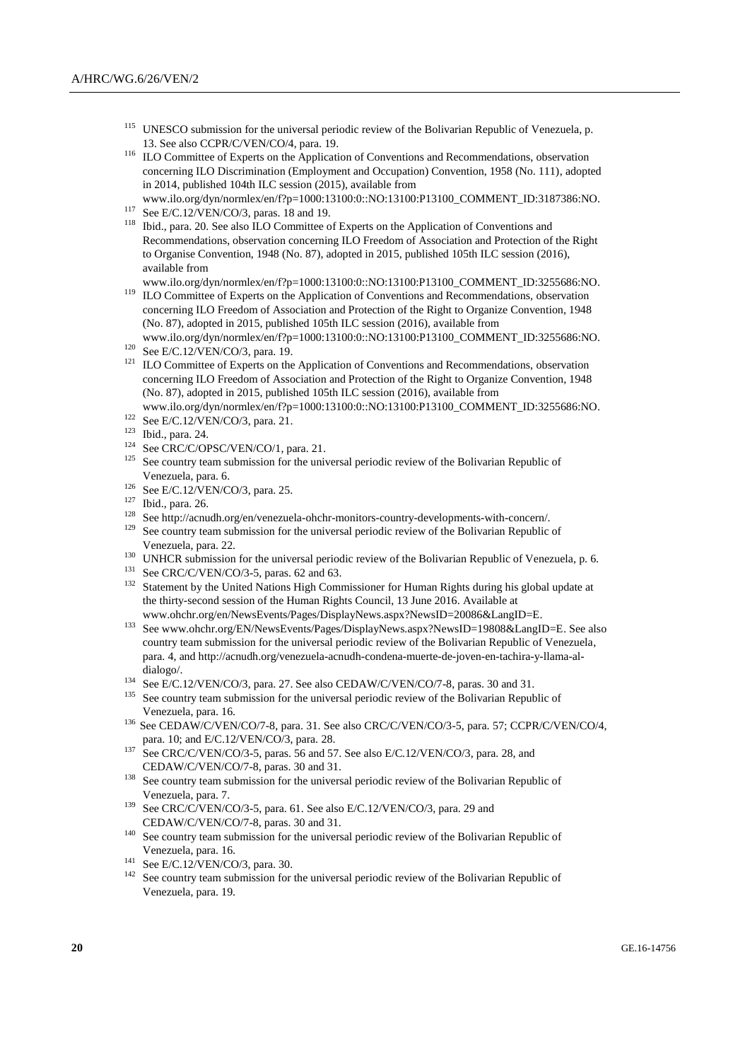[115] UNESCO submission for the universal periodic review of the Bolivarian Republic of Venezuela, p. 13. See also CCPR/C/VEN/CO/4, para. 19.

[116] ILO Committee of Experts on the Application of Conventions and Recommendations, observation concerning ILO Discrimination (Employment and Occupation) Convention, 1958 (No. 111), adopted in 2014, published 104th ILC session (2015), available from www.ilo.org/dyn/normlex/en/f?p=1000:13100:0::NO:13100:P13100_COMMENT_ID:3187386:NO.

[117] See E/C.12/VEN/CO/3, paras. 18 and 19.

[118] Ibid., para. 20. See also ILO Committee of Experts on the Application of Conventions and Recommendations, observation concerning ILO Freedom of Association and Protection of the Right to Organise Convention, 1948 (No. 87), adopted in 2015, published 105th ILC session (2016), available from www.ilo.org/dyn/normlex/en/f?p=1000:13100:0::NO:13100:P13100_COMMENT_ID:3255686:NO.

[119] ILO Committee of Experts on the Application of Conventions and Recommendations, observation concerning ILO Freedom of Association and Protection of the Right to Organize Convention, 1948 (No. 87), adopted in 2015, published 105th ILC session (2016), available from www.ilo.org/dyn/normlex/en/f?p=1000:13100:0::NO:13100:P13100_COMMENT_ID:3255686:NO.

[120] See E/C.12/VEN/CO/3, para. 19.

[121] ILO Committee of Experts on the Application of Conventions and Recommendations, observation concerning ILO Freedom of Association and Protection of the Right to Organize Convention, 1948 (No. 87), adopted in 2015, published 105th ILC session (2016), available from www.ilo.org/dyn/normlex/en/f?p=1000:13100:0::NO:13100:P13100_COMMENT_ID:3255686:NO.

[122] See E/C.12/VEN/CO/3, para. 21.

[123] Ibid., para. 24.

[124] See CRC/C/OPSC/VEN/CO/1, para. 21.

[125] See country team submission for the universal periodic review of the Bolivarian Republic of Venezuela, para. 6.

[126] See E/C.12/VEN/CO/3, para. 25.

[127] Ibid., para. 26.

[128] See http://acnudh.org/en/venezuela-ohchr-monitors-country-developments-with-concern/.

[129] See country team submission for the universal periodic review of the Bolivarian Republic of Venezuela, para. 22.

[130] UNHCR submission for the universal periodic review of the Bolivarian Republic of Venezuela, p. 6.

[131] See CRC/C/VEN/CO/3-5, paras. 62 and 63.

[132] Statement by the United Nations High Commissioner for Human Rights during his global update at the thirty-second session of the Human Rights Council, 13 June 2016. Available at www.ohchr.org/en/NewsEvents/Pages/DisplayNews.aspx?NewsID=20086&LangID=E.

[133] See www.ohchr.org/EN/NewsEvents/Pages/DisplayNews.aspx?NewsID=19808&LangID=E. See also country team submission for the universal periodic review of the Bolivarian Republic of Venezuela, para. 4, and http://acnudh.org/venezuela-acnudh-condena-muerte-de-joven-en-tachira-y-llama-al-dialogo/.

[134] See E/C.12/VEN/CO/3, para. 27. See also CEDAW/C/VEN/CO/7-8, paras. 30 and 31.

[135] See country team submission for the universal periodic review of the Bolivarian Republic of Venezuela, para. 16.

[136] See CEDAW/C/VEN/CO/7-8, para. 31. See also CRC/C/VEN/CO/3-5, para. 57; CCPR/C/VEN/CO/4, para. 10; and E/C.12/VEN/CO/3, para. 28.

[137] See CRC/C/VEN/CO/3-5, paras. 56 and 57. See also E/C.12/VEN/CO/3, para. 28, and CEDAW/C/VEN/CO/7-8, paras. 30 and 31.

[138] See country team submission for the universal periodic review of the Bolivarian Republic of Venezuela, para. 7.

[139] See CRC/C/VEN/CO/3-5, para. 61. See also E/C.12/VEN/CO/3, para. 29 and CEDAW/C/VEN/CO/7-8, paras. 30 and 31.

[140] See country team submission for the universal periodic review of the Bolivarian Republic of Venezuela, para. 16.

[141] See E/C.12/VEN/CO/3, para. 30.

[142] See country team submission for the universal periodic review of the Bolivarian Republic of Venezuela, para. 19.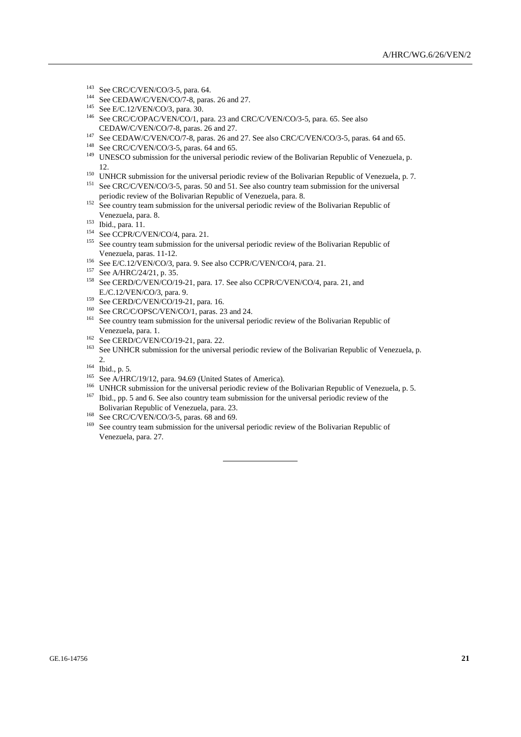[143] See CRC/C/VEN/CO/3-5, para. 64.

[144] See CEDAW/C/VEN/CO/7-8, paras. 26 and 27.

[145] See E/C.12/VEN/CO/3, para. 30.

[146] See CRC/C/OPAC/VEN/CO/1, para. 23 and CRC/C/VEN/CO/3-5, para. 65. See also CEDAW/C/VEN/CO/7-8, paras. 26 and 27.

[147] See CEDAW/C/VEN/CO/7-8, paras. 26 and 27. See also CRC/C/VEN/CO/3-5, paras. 64 and 65.

[148] See CRC/C/VEN/CO/3-5, paras. 64 and 65.

[149] UNESCO submission for the universal periodic review of the Bolivarian Republic of Venezuela, p. 12.

[150] UNHCR submission for the universal periodic review of the Bolivarian Republic of Venezuela, p. 7.

[151] See CRC/C/VEN/CO/3-5, paras. 50 and 51. See also country team submission for the universal periodic review of the Bolivarian Republic of Venezuela, para. 8.

[152] See country team submission for the universal periodic review of the Bolivarian Republic of Venezuela, para. 8.

[153] Ibid., para. 11.

[154] See CCPR/C/VEN/CO/4, para. 21.

[155] See country team submission for the universal periodic review of the Bolivarian Republic of Venezuela, paras. 11-12.

[156] See E/C.12/VEN/CO/3, para. 9. See also CCPR/C/VEN/CO/4, para. 21.

[157] See A/HRC/24/21, p. 35.

[158] See CERD/C/VEN/CO/19-21, para. 17. See also CCPR/C/VEN/CO/4, para. 21, and E./C.12/VEN/CO/3, para. 9.

[159] See CERD/C/VEN/CO/19-21, para. 16.

[160] See CRC/C/OPSC/VEN/CO/1, paras. 23 and 24.

[161] See country team submission for the universal periodic review of the Bolivarian Republic of Venezuela, para. 1.

[162] See CERD/C/VEN/CO/19-21, para. 22.

[163] See UNHCR submission for the universal periodic review of the Bolivarian Republic of Venezuela, p. 2.

[164] Ibid., p. 5.

[165] See A/HRC/19/12, para. 94.69 (United States of America).

[166] UNHCR submission for the universal periodic review of the Bolivarian Republic of Venezuela, p. 5.

[167] Ibid., pp. 5 and 6. See also country team submission for the universal periodic review of the Bolivarian Republic of Venezuela, para. 23.

[168] See CRC/C/VEN/CO/3-5, paras. 68 and 69.

[169] See country team submission for the universal periodic review of the Bolivarian Republic of Venezuela, para. 27.